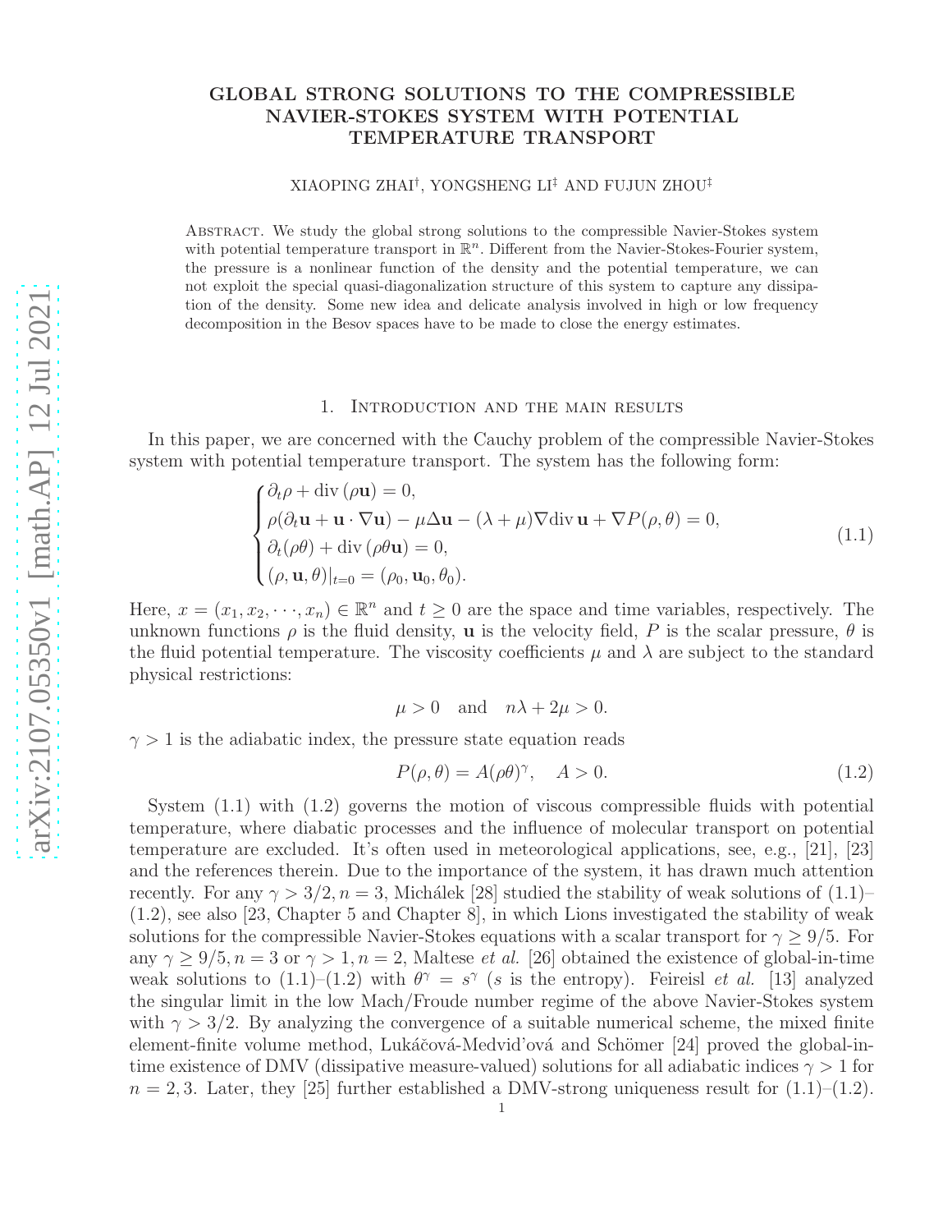# GLOBAL STRONG SOLUTIONS TO THE COMPRESSIBLE NAVIER-STOKES SYSTEM WITH POTENTIAL TEMPERATURE TRANSPORT

XIAOPING ZHAI†, YONGSHENG LI‡ AND FUJUN ZHOU‡

Abstract. We study the global strong solutions to the compressible Navier-Stokes system with potential temperature transport in $\mathbb{R}^n$. Different from the Navier-Stokes-Fourier system, the pressure is a nonlinear function of the density and the potential temperature, we can not exploit the special quasi-diagonalization structure of this system to capture any dissipation of the density. Some new idea and delicate analysis involved in high or low frequency decomposition in the Besov spaces have to be made to close the energy estimates.

## 1. Introduction and the main results

In this paper, we are concerned with the Cauchy problem of the compressible Navier-Stokes system with potential temperature transport. The system has the following form:

$$
\begin{cases}
\partial_t\rho + \operatorname{div}(\rho\mathbf{u}) = 0,\\
\rho(\partial_t\mathbf{u} + \mathbf{u}\cdot\nabla\mathbf{u}) - \mu\Delta\mathbf{u} - (\lambda+\mu)\nabla\operatorname{div}\mathbf{u} + \nabla P(\rho,\theta) = 0,\\
\partial_t(\rho\theta) + \operatorname{div}(\rho\theta\mathbf{u}) = 0,\\
(\rho,\mathbf{u},\theta)|_{t=0} = (\rho_0,\mathbf{u}_0,\theta_0).
\end{cases}
\tag{1.1}
$$

Here, $x = (x_1, x_2, \cdots, x_n) \in \mathbb{R}^n$ and $t \geq 0$ are the space and time variables, respectively. The unknown functions $\rho$ is the fluid density, $\mathbf{u}$ is the velocity field, $P$ is the scalar pressure, $\theta$ is the fluid potential temperature. The viscosity coefficients $\mu$ and $\lambda$ are subject to the standard physical restrictions:

$$
\mu > 0 \quad \text{and} \quad n\lambda + 2\mu > 0.
$$

$\gamma > 1$ is the adiabatic index, the pressure state equation reads

$$
P(\rho,\theta) = A(\rho\theta)^\gamma, \quad A > 0. \tag{1.2}
$$

System (1.1) with (1.2) governs the motion of viscous compressible fluids with potential temperature, where diabatic processes and the influence of molecular transport on potential temperature are excluded. It's often used in meteorological applications, see, e.g., [21], [23] and the references therein. Due to the importance of the system, it has drawn much attention recently. For any $\gamma > 3/2, n = 3$, Michálek [28] studied the stability of weak solutions of (1.1)–(1.2), see also [23, Chapter 5 and Chapter 8], in which Lions investigated the stability of weak solutions for the compressible Navier-Stokes equations with a scalar transport for $\gamma \geq 9/5$. For any $\gamma \geq 9/5, n = 3$ or $\gamma > 1, n = 2$, Maltese *et al.* [26] obtained the existence of global-in-time weak solutions to (1.1)–(1.2) with $\theta^\gamma = s^\gamma$ ($s$ is the entropy). Feireisl *et al.* [13] analyzed the singular limit in the low Mach/Froude number regime of the above Navier-Stokes system with $\gamma > 3/2$. By analyzing the convergence of a suitable numerical scheme, the mixed finite element-finite volume method, Lukáčová-Medvid'ová and Schömer [24] proved the global-in-time existence of DMV (dissipative measure-valued) solutions for all adiabatic indices $\gamma > 1$ for $n = 2, 3$. Later, they [25] further established a DMV-strong uniqueness result for (1.1)–(1.2).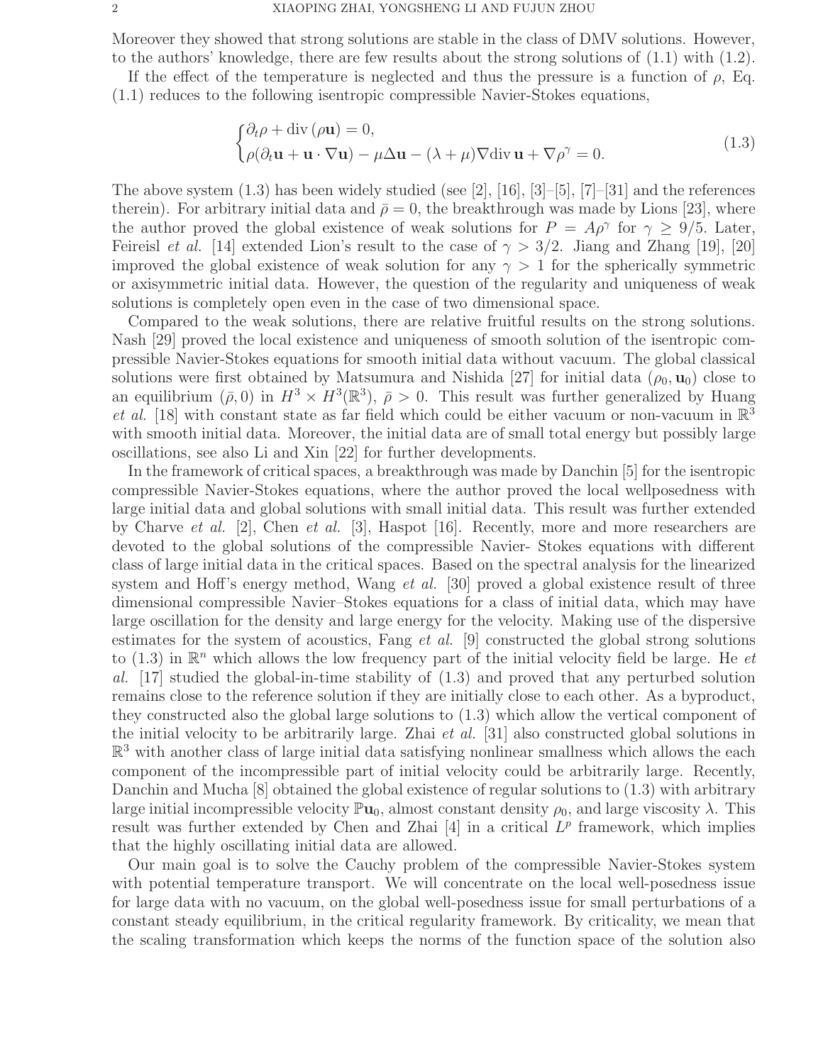Moreover they showed that strong solutions are stable in the class of DMV solutions. However, to the authors' knowledge, there are few results about the strong solutions of (1.1) with (1.2).

If the effect of the temperature is neglected and thus the pressure is a function of $\rho$, Eq. (1.1) reduces to the following isentropic compressible Navier-Stokes equations,

$$
\begin{cases}
\partial_t \rho + \operatorname{div}(\rho \mathbf{u}) = 0, \\
\rho(\partial_t \mathbf{u} + \mathbf{u}\cdot\nabla\mathbf{u}) - \mu\Delta\mathbf{u} - (\lambda+\mu)\nabla\operatorname{div}\mathbf{u} + \nabla\rho^\gamma = 0.
\end{cases}
\tag{1.3}
$$

The above system (1.3) has been widely studied (see [2], [16], [3]–[5], [7]–[31] and the references therein). For arbitrary initial data and $\bar{\rho} = 0$, the breakthrough was made by Lions [23], where the author proved the global existence of weak solutions for $P = A\rho^\gamma$ for $\gamma \geq 9/5$. Later, Feireisl *et al.* [14] extended Lion's result to the case of $\gamma > 3/2$. Jiang and Zhang [19], [20] improved the global existence of weak solution for any $\gamma > 1$ for the spherically symmetric or axisymmetric initial data. However, the question of the regularity and uniqueness of weak solutions is completely open even in the case of two dimensional space.

Compared to the weak solutions, there are relative fruitful results on the strong solutions. Nash [29] proved the local existence and uniqueness of smooth solution of the isentropic compressible Navier-Stokes equations for smooth initial data without vacuum. The global classical solutions were first obtained by Matsumura and Nishida [27] for initial data $(\rho_0, \mathbf{u}_0)$ close to an equilibrium $(\bar{\rho}, 0)$ in $H^3 \times H^3(\mathbb{R}^3)$, $\bar{\rho} > 0$. This result was further generalized by Huang *et al.* [18] with constant state as far field which could be either vacuum or non-vacuum in $\mathbb{R}^3$ with smooth initial data. Moreover, the initial data are of small total energy but possibly large oscillations, see also Li and Xin [22] for further developments.

In the framework of critical spaces, a breakthrough was made by Danchin [5] for the isentropic compressible Navier-Stokes equations, where the author proved the local wellposedness with large initial data and global solutions with small initial data. This result was further extended by Charve *et al.* [2], Chen *et al.* [3], Haspot [16]. Recently, more and more researchers are devoted to the global solutions of the compressible Navier- Stokes equations with different class of large initial data in the critical spaces. Based on the spectral analysis for the linearized system and Hoff's energy method, Wang *et al.* [30] proved a global existence result of three dimensional compressible Navier–Stokes equations for a class of initial data, which may have large oscillation for the density and large energy for the velocity. Making use of the dispersive estimates for the system of acoustics, Fang *et al.* [9] constructed the global strong solutions to (1.3) in $\mathbb{R}^n$ which allows the low frequency part of the initial velocity field be large. He *et al.* [17] studied the global-in-time stability of (1.3) and proved that any perturbed solution remains close to the reference solution if they are initially close to each other. As a byproduct, they constructed also the global large solutions to (1.3) which allow the vertical component of the initial velocity to be arbitrarily large. Zhai *et al.* [31] also constructed global solutions in $\mathbb{R}^3$ with another class of large initial data satisfying nonlinear smallness which allows the each component of the incompressible part of initial velocity could be arbitrarily large. Recently, Danchin and Mucha [8] obtained the global existence of regular solutions to (1.3) with arbitrary large initial incompressible velocity $\mathbb{P}\mathbf{u}_0$, almost constant density $\rho_0$, and large viscosity $\lambda$. This result was further extended by Chen and Zhai [4] in a critical $L^p$ framework, which implies that the highly oscillating initial data are allowed.

Our main goal is to solve the Cauchy problem of the compressible Navier-Stokes system with potential temperature transport. We will concentrate on the local well-posedness issue for large data with no vacuum, on the global well-posedness issue for small perturbations of a constant steady equilibrium, in the critical regularity framework. By criticality, we mean that the scaling transformation which keeps the norms of the function space of the solution also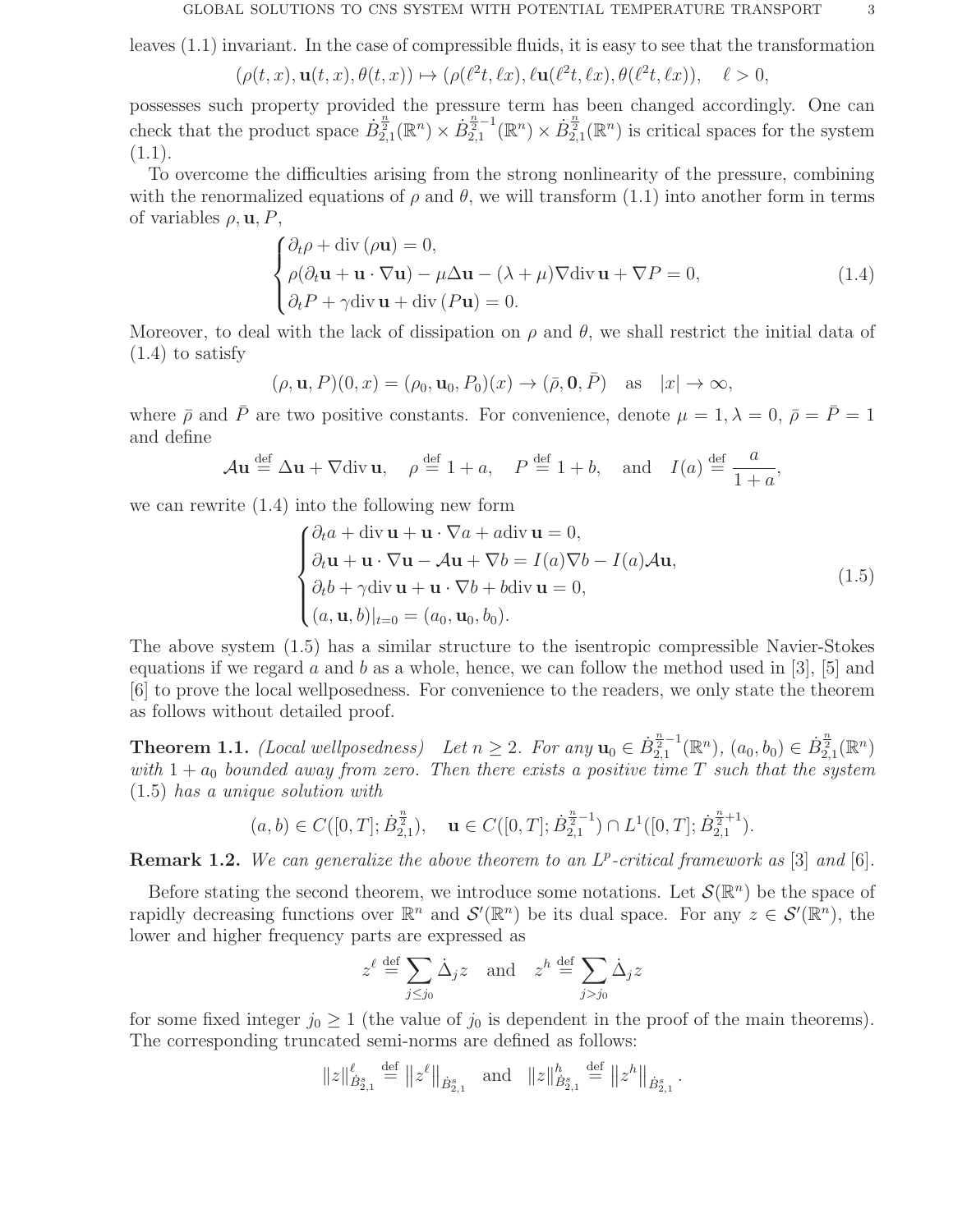leaves (1.1) invariant. In the case of compressible fluids, it is easy to see that the transformation

$$(\rho(t,x), \mathbf{u}(t,x), \theta(t,x)) \mapsto (\rho(\ell^2 t, \ell x), \ell \mathbf{u}(\ell^2 t, \ell x), \theta(\ell^2 t, \ell x)), \quad \ell > 0,$$

possesses such property provided the pressure term has been changed accordingly. One can check that the product space $\dot{B}^{\frac{n}{2}}_{2,1}(\mathbb{R}^n) \times \dot{B}^{\frac{n}{2}-1}_{2,1}(\mathbb{R}^n) \times \dot{B}^{\frac{n}{2}}_{2,1}(\mathbb{R}^n)$ is critical spaces for the system (1.1).

To overcome the difficulties arising from the strong nonlinearity of the pressure, combining with the renormalized equations of $\rho$ and $\theta$, we will transform (1.1) into another form in terms of variables $\rho, \mathbf{u}, P$,

$$\begin{cases} \partial_t \rho + \mathrm{div}\,(\rho \mathbf{u}) = 0, \\ \rho(\partial_t \mathbf{u} + \mathbf{u}\cdot\nabla \mathbf{u}) - \mu \Delta \mathbf{u} - (\lambda+\mu)\nabla \mathrm{div}\,\mathbf{u} + \nabla P = 0, \\ \partial_t P + \gamma \mathrm{div}\,\mathbf{u} + \mathrm{div}\,(P\mathbf{u}) = 0. \end{cases} \tag{1.4}$$

Moreover, to deal with the lack of dissipation on $\rho$ and $\theta$, we shall restrict the initial data of (1.4) to satisfy

$$(\rho, \mathbf{u}, P)(0,x) = (\rho_0, \mathbf{u}_0, P_0)(x) \to (\bar{\rho}, \mathbf{0}, \bar{P}) \quad \text{as} \quad |x| \to \infty,$$

where $\bar{\rho}$ and $\bar{P}$ are two positive constants. For convenience, denote $\mu = 1, \lambda = 0, \bar{\rho} = \bar{P} = 1$ and define

$$\mathcal{A}\mathbf{u} \overset{\text{def}}{=} \Delta \mathbf{u} + \nabla \mathrm{div}\,\mathbf{u}, \quad \rho \overset{\text{def}}{=} 1 + a, \quad P \overset{\text{def}}{=} 1 + b, \quad \text{and} \quad I(a) \overset{\text{def}}{=} \frac{a}{1+a},$$

we can rewrite (1.4) into the following new form

$$\begin{cases} \partial_t a + \mathrm{div}\,\mathbf{u} + \mathbf{u}\cdot\nabla a + a\mathrm{div}\,\mathbf{u} = 0, \\ \partial_t \mathbf{u} + \mathbf{u}\cdot\nabla\mathbf{u} - \mathcal{A}\mathbf{u} + \nabla b = I(a)\nabla b - I(a)\mathcal{A}\mathbf{u}, \\ \partial_t b + \gamma \mathrm{div}\,\mathbf{u} + \mathbf{u}\cdot\nabla b + b\mathrm{div}\,\mathbf{u} = 0, \\ (a, \mathbf{u}, b)|_{t=0} = (a_0, \mathbf{u}_0, b_0). \end{cases} \tag{1.5}$$

The above system (1.5) has a similar structure to the isentropic compressible Navier-Stokes equations if we regard $a$ and $b$ as a whole, hence, we can follow the method used in [3], [5] and [6] to prove the local wellposedness. For convenience to the readers, we only state the theorem as follows without detailed proof.

**Theorem 1.1.** *(Local wellposedness) Let $n \geq 2$. For any $\mathbf{u}_0 \in \dot{B}^{\frac{n}{2}-1}_{2,1}(\mathbb{R}^n)$, $(a_0, b_0) \in \dot{B}^{\frac{n}{2}}_{2,1}(\mathbb{R}^n)$ with $1 + a_0$ bounded away from zero. Then there exists a positive time $T$ such that the system (1.5) has a unique solution with*

$$(a, b) \in C([0,T]; \dot{B}^{\frac{n}{2}}_{2,1}), \quad \mathbf{u} \in C([0,T]; \dot{B}^{\frac{n}{2}-1}_{2,1}) \cap L^1([0,T]; \dot{B}^{\frac{n}{2}+1}_{2,1}).$$

**Remark 1.2.** *We can generalize the above theorem to an $L^p$-critical framework as* [3] *and* [6].

Before stating the second theorem, we introduce some notations. Let $\mathcal{S}(\mathbb{R}^n)$ be the space of rapidly decreasing functions over $\mathbb{R}^n$ and $\mathcal{S}'(\mathbb{R}^n)$ be its dual space. For any $z \in \mathcal{S}'(\mathbb{R}^n)$, the lower and higher frequency parts are expressed as

$$z^\ell \overset{\text{def}}{=} \sum_{j \leq j_0} \dot{\Delta}_j z \quad \text{and} \quad z^h \overset{\text{def}}{=} \sum_{j > j_0} \dot{\Delta}_j z$$

for some fixed integer $j_0 \geq 1$ (the value of $j_0$ is dependent in the proof of the main theorems). The corresponding truncated semi-norms are defined as follows:

$$\|z\|^\ell_{\dot{B}^s_{2,1}} \overset{\text{def}}{=} \left\|z^\ell\right\|_{\dot{B}^s_{2,1}} \quad \text{and} \quad \|z\|^h_{\dot{B}^s_{2,1}} \overset{\text{def}}{=} \left\|z^h\right\|_{\dot{B}^s_{2,1}}.$$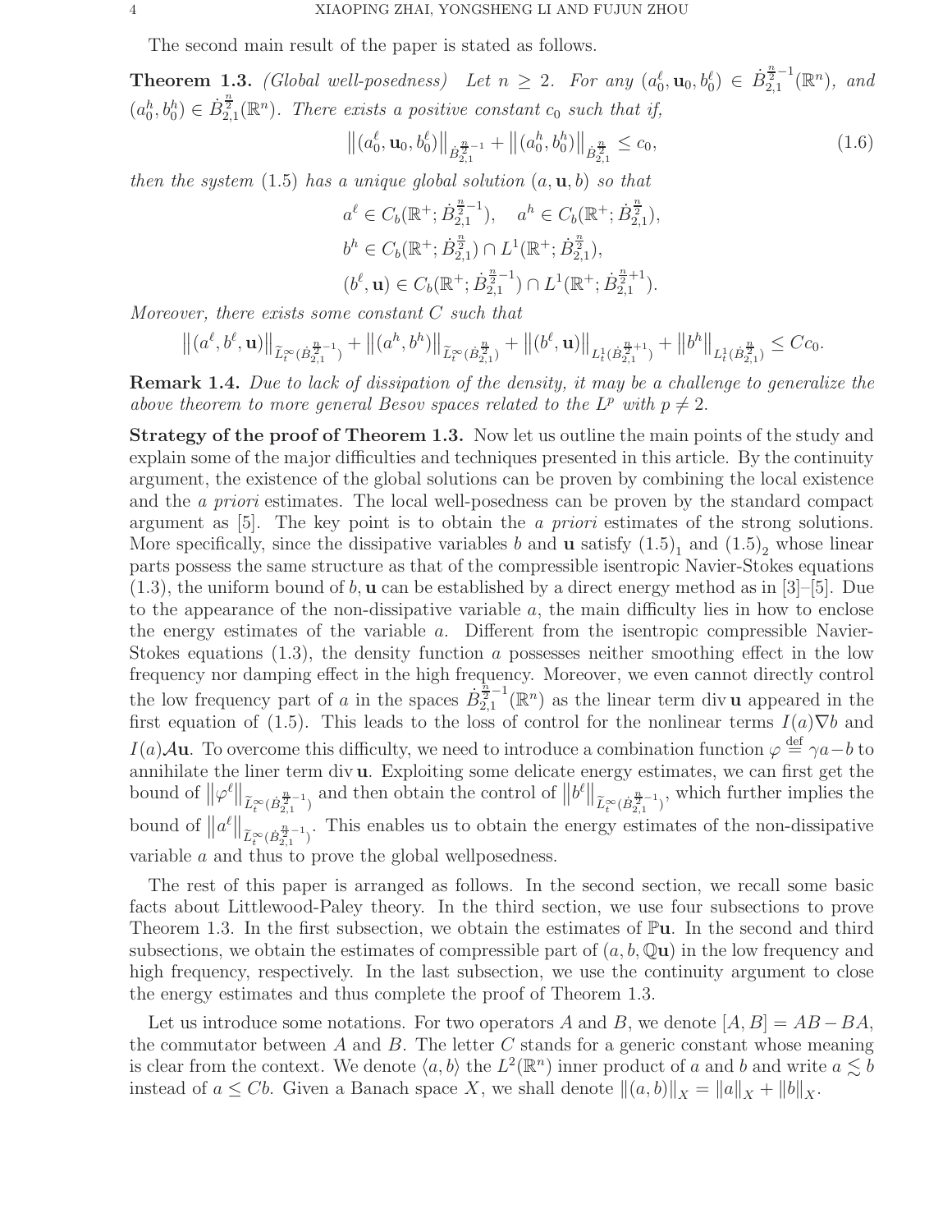The second main result of the paper is stated as follows.

**Theorem 1.3.** *(Global well-posedness) Let $n \geq 2$. For any $(a_0^\ell, \mathbf{u}_0, b_0^\ell) \in \dot{B}_{2,1}^{\frac{n}{2}-1}(\mathbb{R}^n)$, and $(a_0^h, b_0^h) \in \dot{B}_{2,1}^{\frac{n}{2}}(\mathbb{R}^n)$. There exists a positive constant $c_0$ such that if,*

$$\left\|(a_0^\ell, \mathbf{u}_0, b_0^\ell)\right\|_{\dot{B}_{2,1}^{\frac{n}{2}-1}} + \left\|(a_0^h, b_0^h)\right\|_{\dot{B}_{2,1}^{\frac{n}{2}}} \leq c_0, \tag{1.6}$$

*then the system (1.5) has a unique global solution $(a, \mathbf{u}, b)$ so that*

$$a^\ell \in C_b(\mathbb{R}^+; \dot{B}_{2,1}^{\frac{n}{2}-1}), \quad a^h \in C_b(\mathbb{R}^+; \dot{B}_{2,1}^{\frac{n}{2}}),$$

$$b^h \in C_b(\mathbb{R}^+; \dot{B}_{2,1}^{\frac{n}{2}}) \cap L^1(\mathbb{R}^+; \dot{B}_{2,1}^{\frac{n}{2}}),$$

$$(b^\ell, \mathbf{u}) \in C_b(\mathbb{R}^+; \dot{B}_{2,1}^{\frac{n}{2}-1}) \cap L^1(\mathbb{R}^+; \dot{B}_{2,1}^{\frac{n}{2}+1}).$$

*Moreover, there exists some constant $C$ such that*

$$\left\|(a^\ell, b^\ell, \mathbf{u})\right\|_{\widetilde{L}_t^\infty(\dot{B}_{2,1}^{\frac{n}{2}-1})} + \left\|(a^h, b^h)\right\|_{\widetilde{L}_t^\infty(\dot{B}_{2,1}^{\frac{n}{2}})} + \left\|(b^\ell, \mathbf{u})\right\|_{L_t^1(\dot{B}_{2,1}^{\frac{n}{2}+1})} + \left\|b^h\right\|_{L_t^1(\dot{B}_{2,1}^{\frac{n}{2}})} \leq Cc_0.$$

**Remark 1.4.** *Due to lack of dissipation of the density, it may be a challenge to generalize the above theorem to more general Besov spaces related to the $L^p$ with $p \neq 2$.*

**Strategy of the proof of Theorem 1.3.** Now let us outline the main points of the study and explain some of the major difficulties and techniques presented in this article. By the continuity argument, the existence of the global solutions can be proven by combining the local existence and the *a priori* estimates. The local well-posedness can be proven by the standard compact argument as [5]. The key point is to obtain the *a priori* estimates of the strong solutions. More specifically, since the dissipative variables $b$ and $\mathbf{u}$ satisfy $(1.5)_1$ and $(1.5)_2$ whose linear parts possess the same structure as that of the compressible isentropic Navier-Stokes equations (1.3), the uniform bound of $b, \mathbf{u}$ can be established by a direct energy method as in [3]–[5]. Due to the appearance of the non-dissipative variable $a$, the main difficulty lies in how to enclose the energy estimates of the variable $a$. Different from the isentropic compressible Navier-Stokes equations (1.3), the density function $a$ possesses neither smoothing effect in the low frequency nor damping effect in the high frequency. Moreover, we even cannot directly control the low frequency part of $a$ in the spaces $\dot{B}_{2,1}^{\frac{n}{2}-1}(\mathbb{R}^n)$ as the linear term $\operatorname{div}\mathbf{u}$ appeared in the first equation of (1.5). This leads to the loss of control for the nonlinear terms $I(a)\nabla b$ and $I(a)\mathcal{A}\mathbf{u}$. To overcome this difficulty, we need to introduce a combination function $\varphi \stackrel{\text{def}}{=} \gamma a - b$ to annihilate the liner term $\operatorname{div}\mathbf{u}$. Exploiting some delicate energy estimates, we can first get the bound of $\left\|\varphi^\ell\right\|_{\widetilde{L}_t^\infty(\dot{B}_{2,1}^{\frac{n}{2}-1})}$ and then obtain the control of $\left\|b^\ell\right\|_{\widetilde{L}_t^\infty(\dot{B}_{2,1}^{\frac{n}{2}-1})}$, which further implies the bound of $\left\|a^\ell\right\|_{\widetilde{L}_t^\infty(\dot{B}_{2,1}^{\frac{n}{2}-1})}$. This enables us to obtain the energy estimates of the non-dissipative variable $a$ and thus to prove the global wellposedness.

The rest of this paper is arranged as follows. In the second section, we recall some basic facts about Littlewood-Paley theory. In the third section, we use four subsections to prove Theorem 1.3. In the first subsection, we obtain the estimates of $\mathbb{P}\mathbf{u}$. In the second and third subsections, we obtain the estimates of compressible part of $(a, b, \mathbb{Q}\mathbf{u})$ in the low frequency and high frequency, respectively. In the last subsection, we use the continuity argument to close the energy estimates and thus complete the proof of Theorem 1.3.

Let us introduce some notations. For two operators $A$ and $B$, we denote $[A, B] = AB - BA$, the commutator between $A$ and $B$. The letter $C$ stands for a generic constant whose meaning is clear from the context. We denote $\langle a, b\rangle$ the $L^2(\mathbb{R}^n)$ inner product of $a$ and $b$ and write $a \lesssim b$ instead of $a \leq Cb$. Given a Banach space $X$, we shall denote $\|(a, b)\|_X = \|a\|_X + \|b\|_X$.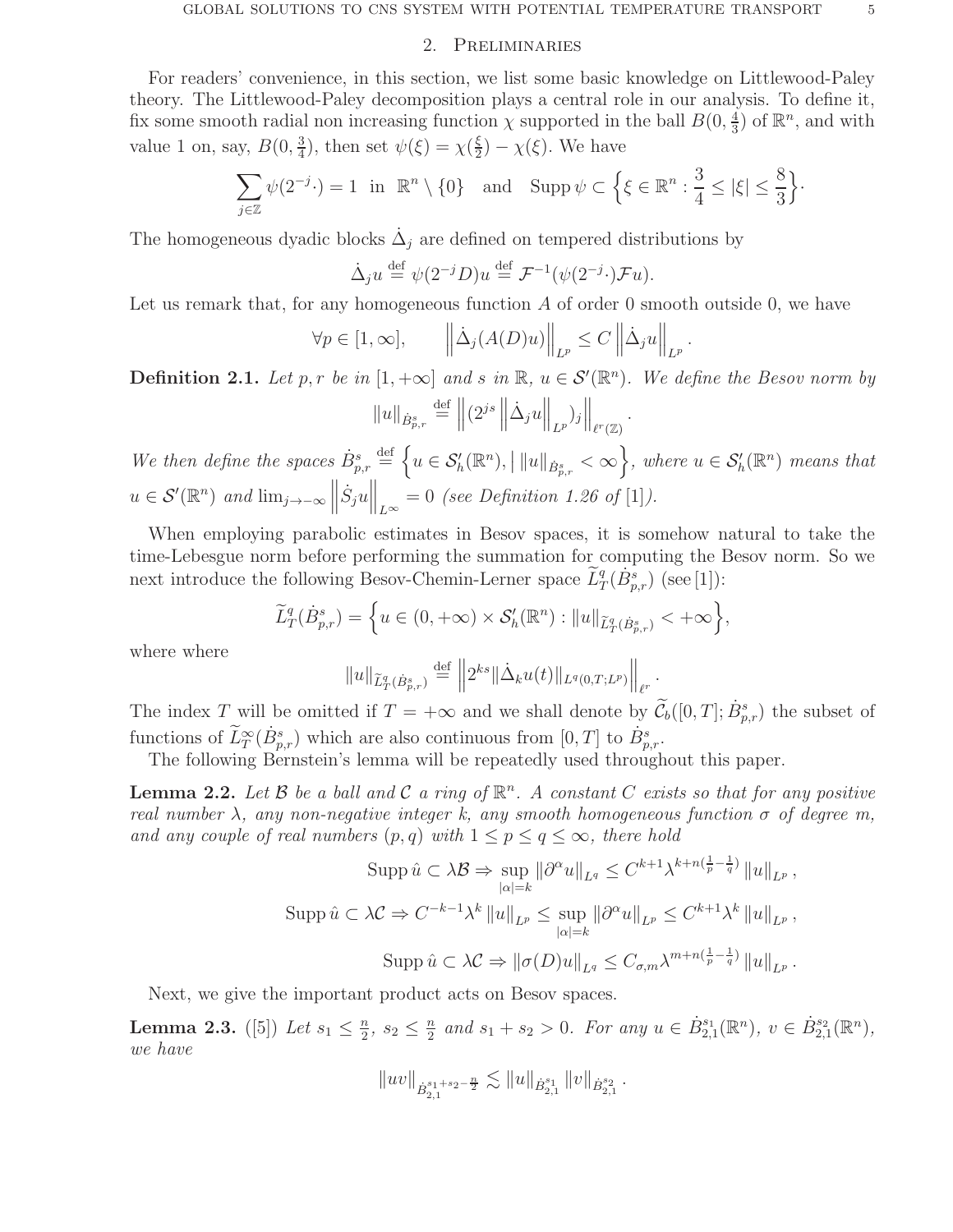## 2. Preliminaries

For readers' convenience, in this section, we list some basic knowledge on Littlewood-Paley theory. The Littlewood-Paley decomposition plays a central role in our analysis. To define it, fix some smooth radial non increasing function $\chi$ supported in the ball $B(0, \frac{4}{3})$ of $\mathbb{R}^n$, and with value 1 on, say, $B(0, \frac{3}{4})$, then set $\psi(\xi) = \chi(\frac{\xi}{2}) - \chi(\xi)$. We have

$$\sum_{j\in\mathbb{Z}} \psi(2^{-j}\cdot) = 1 \ \text{ in } \ \mathbb{R}^n \setminus \{0\} \quad \text{and} \quad \operatorname{Supp} \psi \subset \Big\{\xi \in \mathbb{R}^n : \frac{3}{4} \le |\xi| \le \frac{8}{3}\Big\}.$$

The homogeneous dyadic blocks $\dot{\Delta}_j$ are defined on tempered distributions by

$$\dot{\Delta}_j u \overset{\text{def}}{=} \psi(2^{-j}D)u \overset{\text{def}}{=} \mathcal{F}^{-1}(\psi(2^{-j}\cdot)\mathcal{F}u).$$

Let us remark that, for any homogeneous function $A$ of order 0 smooth outside 0, we have

$$\forall p \in [1, \infty], \qquad \left\|\dot{\Delta}_j(A(D)u)\right\|_{L^p} \le C \left\|\dot{\Delta}_j u\right\|_{L^p}.$$

**Definition 2.1.** *Let $p, r$ be in $[1, +\infty]$ and $s$ in $\mathbb{R}$, $u \in \mathcal{S}'(\mathbb{R}^n)$. We define the Besov norm by*

$$\|u\|_{\dot{B}^s_{p,r}} \overset{\text{def}}{=} \left\|(2^{js}\left\|\dot{\Delta}_j u\right\|_{L^p})_j\right\|_{\ell^r(\mathbb{Z})}.$$

*We then define the spaces $\dot{B}^s_{p,r} \overset{\text{def}}{=} \Big\{u \in \mathcal{S}'_h(\mathbb{R}^n), \big|\, \|u\|_{\dot{B}^s_{p,r}} < \infty\Big\}$, where $u \in \mathcal{S}'_h(\mathbb{R}^n)$ means that $u \in \mathcal{S}'(\mathbb{R}^n)$ and $\lim_{j\to-\infty} \left\|\dot{S}_j u\right\|_{L^\infty} = 0$ (see Definition 1.26 of* [1]*).*

When employing parabolic estimates in Besov spaces, it is somehow natural to take the time-Lebesgue norm before performing the summation for computing the Besov norm. So we next introduce the following Besov-Chemin-Lerner space $\widetilde{L}^q_T(\dot{B}^s_{p,r})$ (see [1]):

$$\widetilde{L}^q_T(\dot{B}^s_{p,r}) = \Big\{u \in (0, +\infty) \times \mathcal{S}'_h(\mathbb{R}^n) : \|u\|_{\widetilde{L}^q_T(\dot{B}^s_{p,r})} < +\infty\Big\},$$

where where

$$\|u\|_{\widetilde{L}^q_T(\dot{B}^s_{p,r})} \overset{\text{def}}{=} \left\|2^{ks}\|\dot{\Delta}_k u(t)\|_{L^q(0,T;L^p)}\right\|_{\ell^r}.$$

The index $T$ will be omitted if $T = +\infty$ and we shall denote by $\widetilde{\mathcal{C}}_b([0, T]; \dot{B}^s_{p,r})$ the subset of functions of $\widetilde{L}^\infty_T(\dot{B}^s_{p,r})$ which are also continuous from $[0, T]$ to $\dot{B}^s_{p,r}$.

The following Bernstein's lemma will be repeatedly used throughout this paper.

**Lemma 2.2.** *Let $\mathcal{B}$ be a ball and $\mathcal{C}$ a ring of $\mathbb{R}^n$. A constant $C$ exists so that for any positive real number $\lambda$, any non-negative integer $k$, any smooth homogeneous function $\sigma$ of degree $m$, and any couple of real numbers $(p, q)$ with $1 \le p \le q \le \infty$, there hold*

$$\operatorname{Supp} \hat{u} \subset \lambda\mathcal{B} \Rightarrow \sup_{|\alpha|=k} \|\partial^\alpha u\|_{L^q} \le C^{k+1}\lambda^{k+n(\frac{1}{p}-\frac{1}{q})} \|u\|_{L^p},$$

$$\operatorname{Supp} \hat{u} \subset \lambda\mathcal{C} \Rightarrow C^{-k-1}\lambda^k \|u\|_{L^p} \le \sup_{|\alpha|=k} \|\partial^\alpha u\|_{L^p} \le C^{k+1}\lambda^k \|u\|_{L^p},$$

$$\operatorname{Supp} \hat{u} \subset \lambda\mathcal{C} \Rightarrow \|\sigma(D)u\|_{L^q} \le C_{\sigma,m}\lambda^{m+n(\frac{1}{p}-\frac{1}{q})} \|u\|_{L^p}.$$

Next, we give the important product acts on Besov spaces.

**Lemma 2.3.** ([5]) *Let $s_1 \le \frac{n}{2}$, $s_2 \le \frac{n}{2}$ and $s_1 + s_2 > 0$. For any $u \in \dot{B}^{s_1}_{2,1}(\mathbb{R}^n)$, $v \in \dot{B}^{s_2}_{2,1}(\mathbb{R}^n)$, we have*

$$\|uv\|_{\dot{B}^{s_1+s_2-\frac{n}{2}}_{2,1}} \lesssim \|u\|_{\dot{B}^{s_1}_{2,1}} \|v\|_{\dot{B}^{s_2}_{2,1}}.$$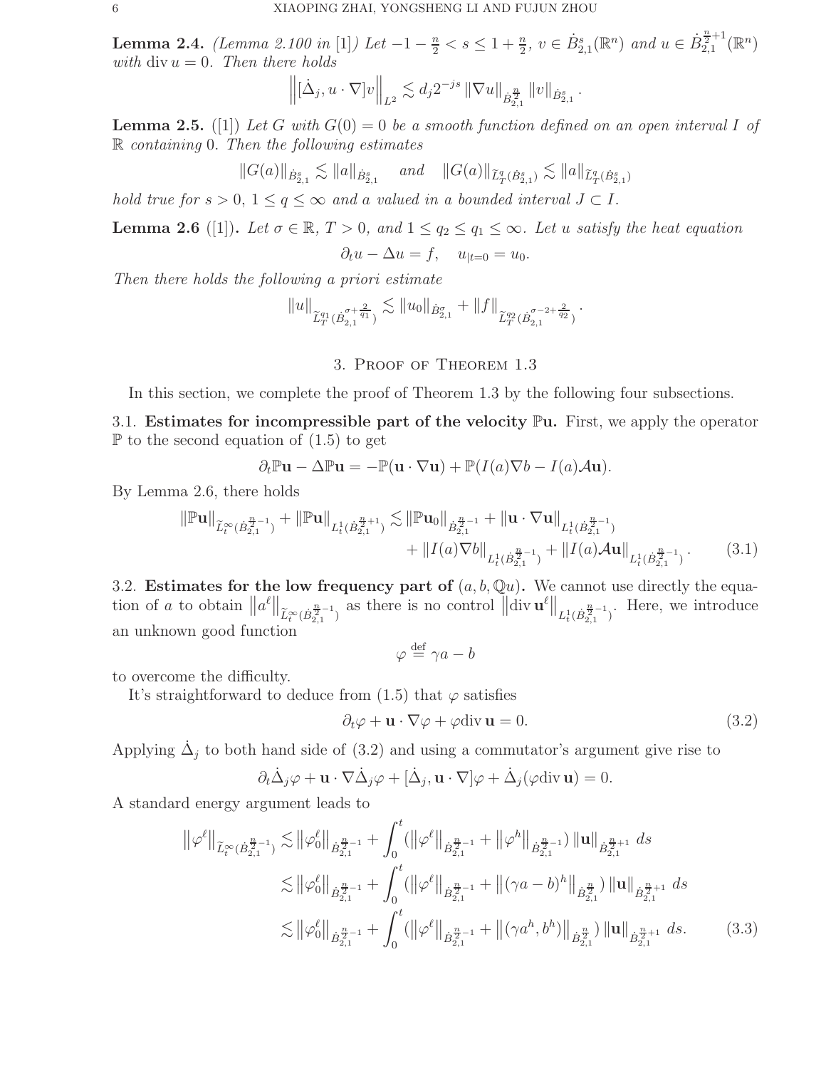**Lemma 2.4.** *(Lemma 2.100 in [1]) Let $-1-\frac{n}{2} < s \le 1+\frac{n}{2}$, $v \in \dot{B}^s_{2,1}(\mathbb{R}^n)$ and $u \in \dot{B}^{\frac{n}{2}+1}_{2,1}(\mathbb{R}^n)$ with $\operatorname{div} u = 0$. Then there holds*

$$\left\| [\dot{\Delta}_j, u\cdot\nabla]v \right\|_{L^2} \lesssim d_j 2^{-js} \|\nabla u\|_{\dot{B}^{\frac{n}{2}}_{2,1}} \|v\|_{\dot{B}^s_{2,1}}.$$

**Lemma 2.5.** ([1]) *Let $G$ with $G(0)=0$ be a smooth function defined on an open interval $I$ of $\mathbb{R}$ containing 0. Then the following estimates*

$$\|G(a)\|_{\dot{B}^s_{2,1}} \lesssim \|a\|_{\dot{B}^s_{2,1}} \quad \text{and} \quad \|G(a)\|_{\widetilde{L}^q_T(\dot{B}^s_{2,1})} \lesssim \|a\|_{\widetilde{L}^q_T(\dot{B}^s_{2,1})}$$

*hold true for $s>0$, $1\le q\le\infty$ and $a$ valued in a bounded interval $J\subset I$.*

**Lemma 2.6** ([1])**.** *Let $\sigma\in\mathbb{R}$, $T>0$, and $1\le q_2\le q_1\le\infty$. Let $u$ satisfy the heat equation*

$$\partial_t u - \Delta u = f, \quad u_{|t=0} = u_0.$$

*Then there holds the following a priori estimate*

$$\|u\|_{\widetilde{L}^{q_1}_T(\dot{B}^{\sigma+\frac{2}{q_1}}_{2,1})} \lesssim \|u_0\|_{\dot{B}^\sigma_{2,1}} + \|f\|_{\widetilde{L}^{q_2}_T(\dot{B}^{\sigma-2+\frac{2}{q_2}}_{2,1})}.$$

## 3. Proof of Theorem 1.3

In this section, we complete the proof of Theorem 1.3 by the following four subsections.

3.1. **Estimates for incompressible part of the velocity $\mathbb{P}\mathbf{u}$.** First, we apply the operator $\mathbb{P}$ to the second equation of (1.5) to get

$$\partial_t \mathbb{P}\mathbf{u} - \Delta\mathbb{P}\mathbf{u} = -\mathbb{P}(\mathbf{u}\cdot\nabla\mathbf{u}) + \mathbb{P}(I(a)\nabla b - I(a)\mathcal{A}\mathbf{u}).$$

By Lemma 2.6, there holds

$$\begin{aligned}\|\mathbb{P}\mathbf{u}\|_{\widetilde{L}^\infty_t(\dot{B}^{\frac{n}{2}-1}_{2,1})} + \|\mathbb{P}\mathbf{u}\|_{L^1_t(\dot{B}^{\frac{n}{2}+1}_{2,1})} \lesssim{}& \|\mathbb{P}\mathbf{u}_0\|_{\dot{B}^{\frac{n}{2}-1}_{2,1}} + \|\mathbf{u}\cdot\nabla\mathbf{u}\|_{L^1_t(\dot{B}^{\frac{n}{2}-1}_{2,1})}\\ &+ \|I(a)\nabla b\|_{L^1_t(\dot{B}^{\frac{n}{2}-1}_{2,1})} + \|I(a)\mathcal{A}\mathbf{u}\|_{L^1_t(\dot{B}^{\frac{n}{2}-1}_{2,1})}.\end{aligned} \tag{3.1}$$

3.2. **Estimates for the low frequency part of $(a, b, \mathbb{Q}u)$.** We cannot use directly the equation of $a$ to obtain $\|a^\ell\|_{\widetilde{L}^\infty_t(\dot{B}^{\frac{n}{2}-1}_{2,1})}$ as there is no control $\|\operatorname{div}\mathbf{u}^\ell\|_{L^1_t(\dot{B}^{\frac{n}{2}-1}_{2,1})}$. Here, we introduce an unknown good function

$$\varphi \stackrel{\text{def}}{=} \gamma a - b$$

to overcome the difficulty.

It's straightforward to deduce from (1.5) that $\varphi$ satisfies

$$\partial_t\varphi + \mathbf{u}\cdot\nabla\varphi + \varphi\operatorname{div}\mathbf{u} = 0. \tag{3.2}$$

Applying $\dot{\Delta}_j$ to both hand side of (3.2) and using a commutator's argument give rise to

$$\partial_t\dot{\Delta}_j\varphi + \mathbf{u}\cdot\nabla\dot{\Delta}_j\varphi + [\dot{\Delta}_j, \mathbf{u}\cdot\nabla]\varphi + \dot{\Delta}_j(\varphi\operatorname{div}\mathbf{u}) = 0.$$

A standard energy argument leads to

$$\begin{aligned}\|\varphi^\ell\|_{\widetilde{L}^\infty_t(\dot{B}^{\frac{n}{2}-1}_{2,1})} &\lesssim \|\varphi^\ell_0\|_{\dot{B}^{\frac{n}{2}-1}_{2,1}} + \int_0^t (\|\varphi^\ell\|_{\dot{B}^{\frac{n}{2}-1}_{2,1}} + \|\varphi^h\|_{\dot{B}^{\frac{n}{2}-1}_{2,1}})\|\mathbf{u}\|_{\dot{B}^{\frac{n}{2}+1}_{2,1}}\,ds\\ &\lesssim \|\varphi^\ell_0\|_{\dot{B}^{\frac{n}{2}-1}_{2,1}} + \int_0^t (\|\varphi^\ell\|_{\dot{B}^{\frac{n}{2}-1}_{2,1}} + \|(\gamma a - b)^h\|_{\dot{B}^{\frac{n}{2}}_{2,1}})\|\mathbf{u}\|_{\dot{B}^{\frac{n}{2}+1}_{2,1}}\,ds\\ &\lesssim \|\varphi^\ell_0\|_{\dot{B}^{\frac{n}{2}-1}_{2,1}} + \int_0^t (\|\varphi^\ell\|_{\dot{B}^{\frac{n}{2}-1}_{2,1}} + \|(\gamma a^h, b^h)\|_{\dot{B}^{\frac{n}{2}}_{2,1}})\|\mathbf{u}\|_{\dot{B}^{\frac{n}{2}+1}_{2,1}}\,ds.\end{aligned} \tag{3.3}$$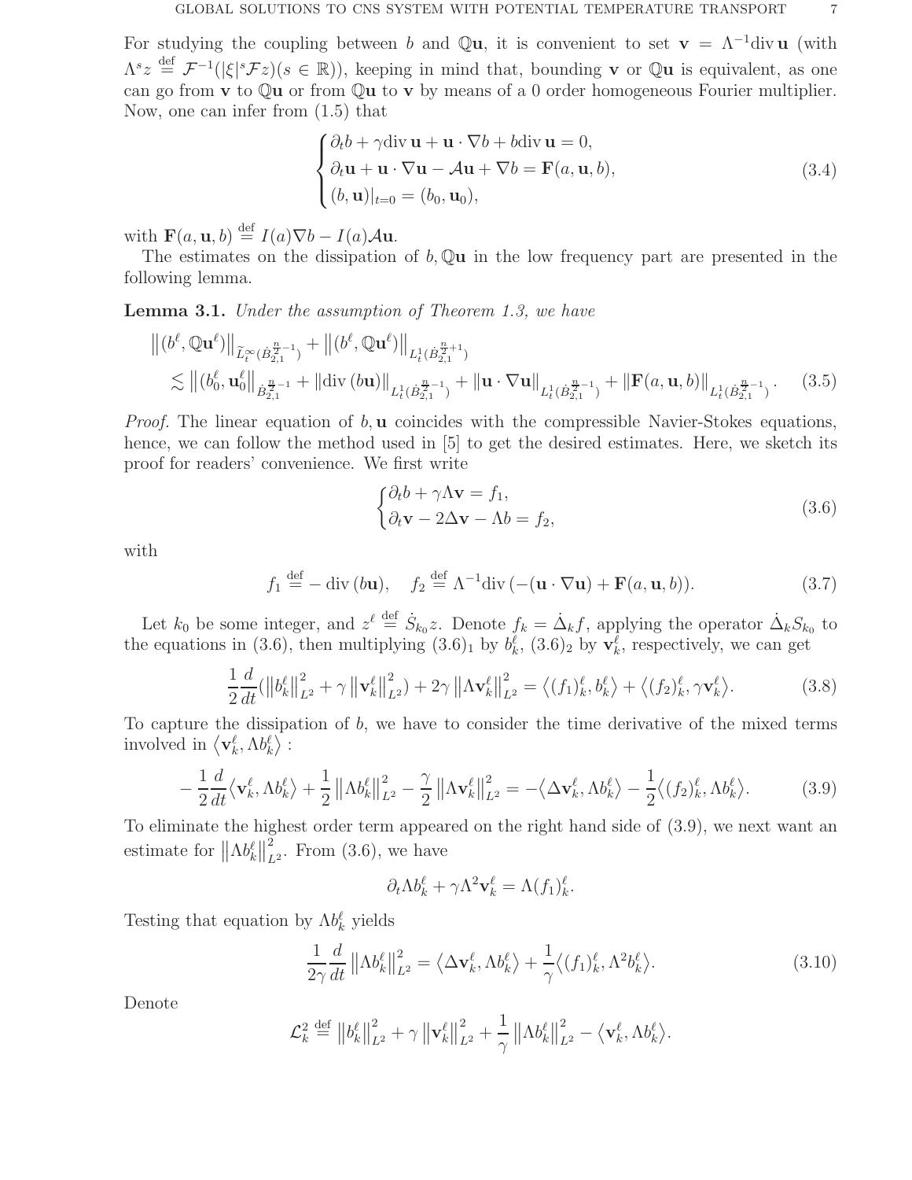For studying the coupling between $b$ and $\mathbb{Q}\mathbf{u}$, it is convenient to set $\mathbf{v} = \Lambda^{-1}\text{div}\,\mathbf{u}$ (with $\Lambda^s z \stackrel{\text{def}}{=} \mathcal{F}^{-1}(|\xi|^s \mathcal{F}z)(s \in \mathbb{R})$), keeping in mind that, bounding $\mathbf{v}$ or $\mathbb{Q}\mathbf{u}$ is equivalent, as one can go from $\mathbf{v}$ to $\mathbb{Q}\mathbf{u}$ or from $\mathbb{Q}\mathbf{u}$ to $\mathbf{v}$ by means of a 0 order homogeneous Fourier multiplier. Now, one can infer from (1.5) that

$$\begin{cases} \partial_t b + \gamma \text{div}\,\mathbf{u} + \mathbf{u}\cdot\nabla b + b\text{div}\,\mathbf{u} = 0, \\ \partial_t \mathbf{u} + \mathbf{u}\cdot\nabla\mathbf{u} - \mathcal{A}\mathbf{u} + \nabla b = \mathbf{F}(a, \mathbf{u}, b), \\ (b, \mathbf{u})|_{t=0} = (b_0, \mathbf{u}_0), \end{cases} \tag{3.4}$$

with $\mathbf{F}(a, \mathbf{u}, b) \stackrel{\text{def}}{=} I(a)\nabla b - I(a)\mathcal{A}\mathbf{u}$.

The estimates on the dissipation of $b, \mathbb{Q}\mathbf{u}$ in the low frequency part are presented in the following lemma.

**Lemma 3.1.** *Under the assumption of Theorem 1.3, we have*

$$\begin{aligned} &\left\|(b^\ell, \mathbb{Q}\mathbf{u}^\ell)\right\|_{\widetilde{L}^\infty_t(\dot{B}^{\frac{n}{2}-1}_{2,1})} + \left\|(b^\ell, \mathbb{Q}\mathbf{u}^\ell)\right\|_{L^1_t(\dot{B}^{\frac{n}{2}+1}_{2,1})} \\ &\lesssim \left\|(b^\ell_0, \mathbf{u}^\ell_0)\right\|_{\dot{B}^{\frac{n}{2}-1}_{2,1}} + \|\text{div}\,(b\mathbf{u})\|_{L^1_t(\dot{B}^{\frac{n}{2}-1}_{2,1})} + \|\mathbf{u}\cdot\nabla\mathbf{u}\|_{L^1_t(\dot{B}^{\frac{n}{2}-1}_{2,1})} + \|\mathbf{F}(a, \mathbf{u}, b)\|_{L^1_t(\dot{B}^{\frac{n}{2}-1}_{2,1})}. \end{aligned} \tag{3.5}$$

*Proof.* The linear equation of $b, \mathbf{u}$ coincides with the compressible Navier-Stokes equations, hence, we can follow the method used in [5] to get the desired estimates. Here, we sketch its proof for readers' convenience. We first write

$$\begin{cases} \partial_t b + \gamma\Lambda\mathbf{v} = f_1, \\ \partial_t \mathbf{v} - 2\Delta\mathbf{v} - \Lambda b = f_2, \end{cases} \tag{3.6}$$

with

$$f_1 \stackrel{\text{def}}{=} -\text{div}\,(b\mathbf{u}), \quad f_2 \stackrel{\text{def}}{=} \Lambda^{-1}\text{div}\,(-(\mathbf{u}\cdot\nabla\mathbf{u}) + \mathbf{F}(a, \mathbf{u}, b)). \tag{3.7}$$

Let $k_0$ be some integer, and $z^\ell \stackrel{\text{def}}{=} \dot{S}_{k_0} z$. Denote $f_k = \dot{\Delta}_k f$, applying the operator $\dot{\Delta}_k S_{k_0}$ to the equations in (3.6), then multiplying $(3.6)_1$ by $b^\ell_k$, $(3.6)_2$ by $\mathbf{v}^\ell_k$, respectively, we can get

$$\frac{1}{2}\frac{d}{dt}(\left\|b^\ell_k\right\|^2_{L^2} + \gamma\left\|\mathbf{v}^\ell_k\right\|^2_{L^2}) + 2\gamma\left\|\Lambda\mathbf{v}^\ell_k\right\|^2_{L^2} = \left\langle (f_1)^\ell_k, b^\ell_k\right\rangle + \left\langle (f_2)^\ell_k, \gamma\mathbf{v}^\ell_k\right\rangle. \tag{3.8}$$

To capture the dissipation of $b$, we have to consider the time derivative of the mixed terms involved in $\left\langle \mathbf{v}^\ell_k, \Lambda b^\ell_k\right\rangle$ :

$$-\frac{1}{2}\frac{d}{dt}\left\langle \mathbf{v}^\ell_k, \Lambda b^\ell_k\right\rangle + \frac{1}{2}\left\|\Lambda b^\ell_k\right\|^2_{L^2} - \frac{\gamma}{2}\left\|\Lambda\mathbf{v}^\ell_k\right\|^2_{L^2} = -\left\langle \Delta\mathbf{v}^\ell_k, \Lambda b^\ell_k\right\rangle - \frac{1}{2}\left\langle (f_2)^\ell_k, \Lambda b^\ell_k\right\rangle. \tag{3.9}$$

To eliminate the highest order term appeared on the right hand side of (3.9), we next want an estimate for $\left\|\Lambda b^\ell_k\right\|^2_{L^2}$. From (3.6), we have

$$\partial_t \Lambda b^\ell_k + \gamma\Lambda^2\mathbf{v}^\ell_k = \Lambda(f_1)^\ell_k.$$

Testing that equation by $\Lambda b^\ell_k$ yields

$$\frac{1}{2\gamma}\frac{d}{dt}\left\|\Lambda b^\ell_k\right\|^2_{L^2} = \left\langle \Delta\mathbf{v}^\ell_k, \Lambda b^\ell_k\right\rangle + \frac{1}{\gamma}\left\langle (f_1)^\ell_k, \Lambda^2 b^\ell_k\right\rangle. \tag{3.10}$$

Denote

$$\mathcal{L}^2_k \stackrel{\text{def}}{=} \left\|b^\ell_k\right\|^2_{L^2} + \gamma\left\|\mathbf{v}^\ell_k\right\|^2_{L^2} + \frac{1}{\gamma}\left\|\Lambda b^\ell_k\right\|^2_{L^2} - \left\langle \mathbf{v}^\ell_k, \Lambda b^\ell_k\right\rangle.$$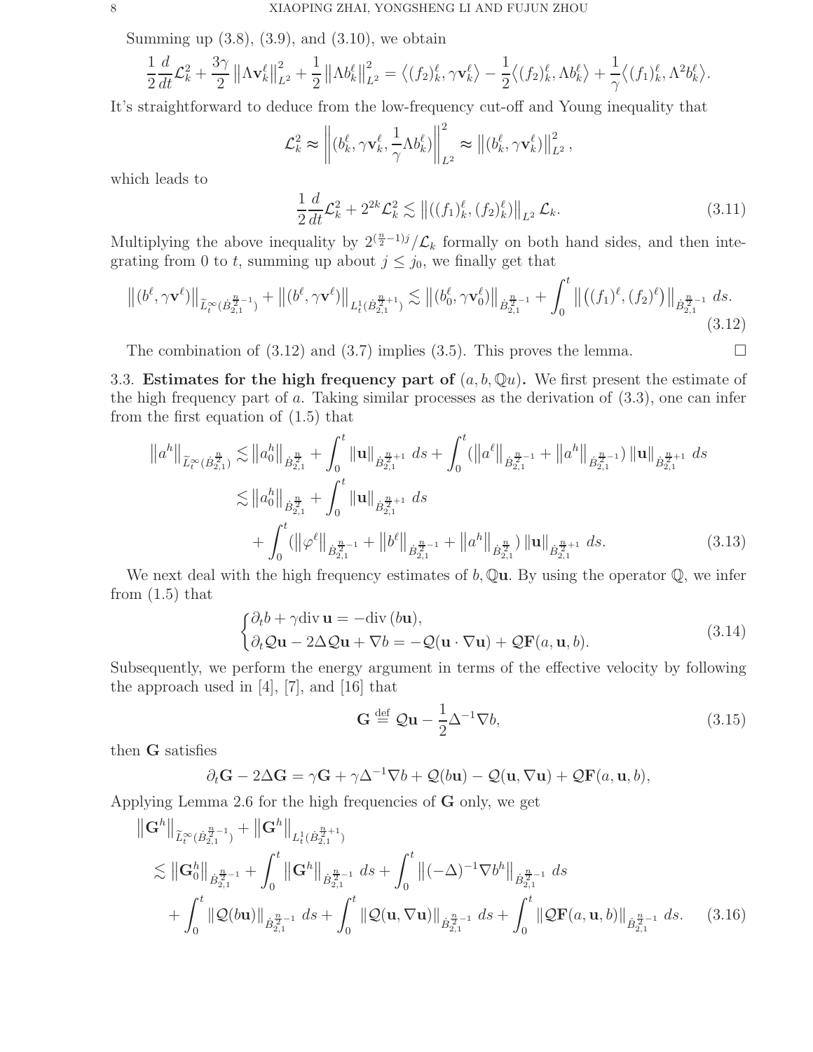Summing up (3.8), (3.9), and (3.10), we obtain

$$\frac{1}{2}\frac{d}{dt}\mathcal{L}_k^2+\frac{3\gamma}{2}\left\|\Lambda \mathbf{v}_k^\ell\right\|_{L^2}^2+\frac{1}{2}\left\|\Lambda b_k^\ell\right\|_{L^2}^2=\left\langle (f_2)_k^\ell,\gamma \mathbf{v}_k^\ell\right\rangle-\frac{1}{2}\left\langle (f_2)_k^\ell,\Lambda b_k^\ell\right\rangle+\frac{1}{\gamma}\left\langle (f_1)_k^\ell,\Lambda^2 b_k^\ell\right\rangle.$$

It's straightforward to deduce from the low-frequency cut-off and Young inequality that

$$\mathcal{L}_k^2\approx\left\|(b_k^\ell,\gamma\mathbf{v}_k^\ell,\frac{1}{\gamma}\Lambda b_k^\ell)\right\|_{L^2}^2\approx\left\|(b_k^\ell,\gamma\mathbf{v}_k^\ell)\right\|_{L^2}^2,$$

which leads to

$$\frac{1}{2}\frac{d}{dt}\mathcal{L}_k^2+2^{2k}\mathcal{L}_k^2\lesssim\left\|((f_1)_k^\ell,(f_2)_k^\ell)\right\|_{L^2}\mathcal{L}_k. \tag{3.11}$$

Multiplying the above inequality by $2^{(\frac{n}{2}-1)j}/\mathcal{L}_k$ formally on both hand sides, and then integrating from 0 to $t$, summing up about $j\leq j_0$, we finally get that

$$\left\|(b^\ell,\gamma\mathbf{v}^\ell)\right\|_{\widetilde{L}_t^\infty(\dot{B}_{2,1}^{\frac{n}{2}-1})}+\left\|(b^\ell,\gamma\mathbf{v}^\ell)\right\|_{L_t^1(\dot{B}_{2,1}^{\frac{n}{2}+1})}\lesssim\left\|(b_0^\ell,\gamma\mathbf{v}_0^\ell)\right\|_{\dot{B}_{2,1}^{\frac{n}{2}-1}}+\int_0^t\left\|\left((f_1)^\ell,(f_2)^\ell\right)\right\|_{\dot{B}_{2,1}^{\frac{n}{2}-1}}\,ds. \tag{3.12}$$

The combination of (3.12) and (3.7) implies (3.5). This proves the lemma. $\square$

3.3. **Estimates for the high frequency part of $(a,b,\mathbb{Q}u)$.** We first present the estimate of the high frequency part of $a$. Taking similar processes as the derivation of (3.3), one can infer from the first equation of (1.5) that

$$\begin{aligned}
\left\|a^h\right\|_{\widetilde{L}_t^\infty(\dot{B}_{2,1}^{\frac{n}{2}})}&\lesssim\left\|a_0^h\right\|_{\dot{B}_{2,1}^{\frac{n}{2}}}+\int_0^t\|\mathbf{u}\|_{\dot{B}_{2,1}^{\frac{n}{2}+1}}\,ds+\int_0^t(\left\|a^\ell\right\|_{\dot{B}_{2,1}^{\frac{n}{2}-1}}+\left\|a^h\right\|_{\dot{B}_{2,1}^{\frac{n}{2}-1}})\|\mathbf{u}\|_{\dot{B}_{2,1}^{\frac{n}{2}+1}}\,ds\\
&\lesssim\left\|a_0^h\right\|_{\dot{B}_{2,1}^{\frac{n}{2}}}+\int_0^t\|\mathbf{u}\|_{\dot{B}_{2,1}^{\frac{n}{2}+1}}\,ds\\
&\quad+\int_0^t(\left\|\varphi^\ell\right\|_{\dot{B}_{2,1}^{\frac{n}{2}-1}}+\left\|b^\ell\right\|_{\dot{B}_{2,1}^{\frac{n}{2}-1}}+\left\|a^h\right\|_{\dot{B}_{2,1}^{\frac{n}{2}}})\|\mathbf{u}\|_{\dot{B}_{2,1}^{\frac{n}{2}+1}}\,ds.
\end{aligned} \tag{3.13}$$

We next deal with the high frequency estimates of $b,\mathbb{Q}\mathbf{u}$. By using the operator $\mathbb{Q}$, we infer from (1.5) that

$$\begin{cases}\partial_t b+\gamma\mathrm{div}\,\mathbf{u}=-\mathrm{div}\,(b\mathbf{u}),\\ \partial_t\mathcal{Q}\mathbf{u}-2\Delta\mathcal{Q}\mathbf{u}+\nabla b=-\mathcal{Q}(\mathbf{u}\cdot\nabla\mathbf{u})+\mathcal{Q}\mathbf{F}(a,\mathbf{u},b).\end{cases} \tag{3.14}$$

Subsequently, we perform the energy argument in terms of the effective velocity by following the approach used in [4], [7], and [16] that

$$\mathbf{G}\stackrel{\mathrm{def}}{=}\mathcal{Q}\mathbf{u}-\frac{1}{2}\Delta^{-1}\nabla b, \tag{3.15}$$

then $\mathbf{G}$ satisfies

$$\partial_t\mathbf{G}-2\Delta\mathbf{G}=\gamma\mathbf{G}+\gamma\Delta^{-1}\nabla b+\mathcal{Q}(b\mathbf{u})-\mathcal{Q}(\mathbf{u},\nabla\mathbf{u})+\mathcal{Q}\mathbf{F}(a,\mathbf{u},b),$$

Applying Lemma 2.6 for the high frequencies of $\mathbf{G}$ only, we get

$$\begin{aligned}
&\left\|\mathbf{G}^h\right\|_{\widetilde{L}_t^\infty(\dot{B}_{2,1}^{\frac{n}{2}-1})}+\left\|\mathbf{G}^h\right\|_{L_t^1(\dot{B}_{2,1}^{\frac{n}{2}+1})}\\
&\lesssim\left\|\mathbf{G}_0^h\right\|_{\dot{B}_{2,1}^{\frac{n}{2}-1}}+\int_0^t\left\|\mathbf{G}^h\right\|_{\dot{B}_{2,1}^{\frac{n}{2}-1}}\,ds+\int_0^t\left\|(-\Delta)^{-1}\nabla b^h\right\|_{\dot{B}_{2,1}^{\frac{n}{2}-1}}\,ds\\
&\quad+\int_0^t\|\mathcal{Q}(b\mathbf{u})\|_{\dot{B}_{2,1}^{\frac{n}{2}-1}}\,ds+\int_0^t\|\mathcal{Q}(\mathbf{u},\nabla\mathbf{u})\|_{\dot{B}_{2,1}^{\frac{n}{2}-1}}\,ds+\int_0^t\|\mathcal{Q}\mathbf{F}(a,\mathbf{u},b)\|_{\dot{B}_{2,1}^{\frac{n}{2}-1}}\,ds.
\end{aligned} \tag{3.16}$$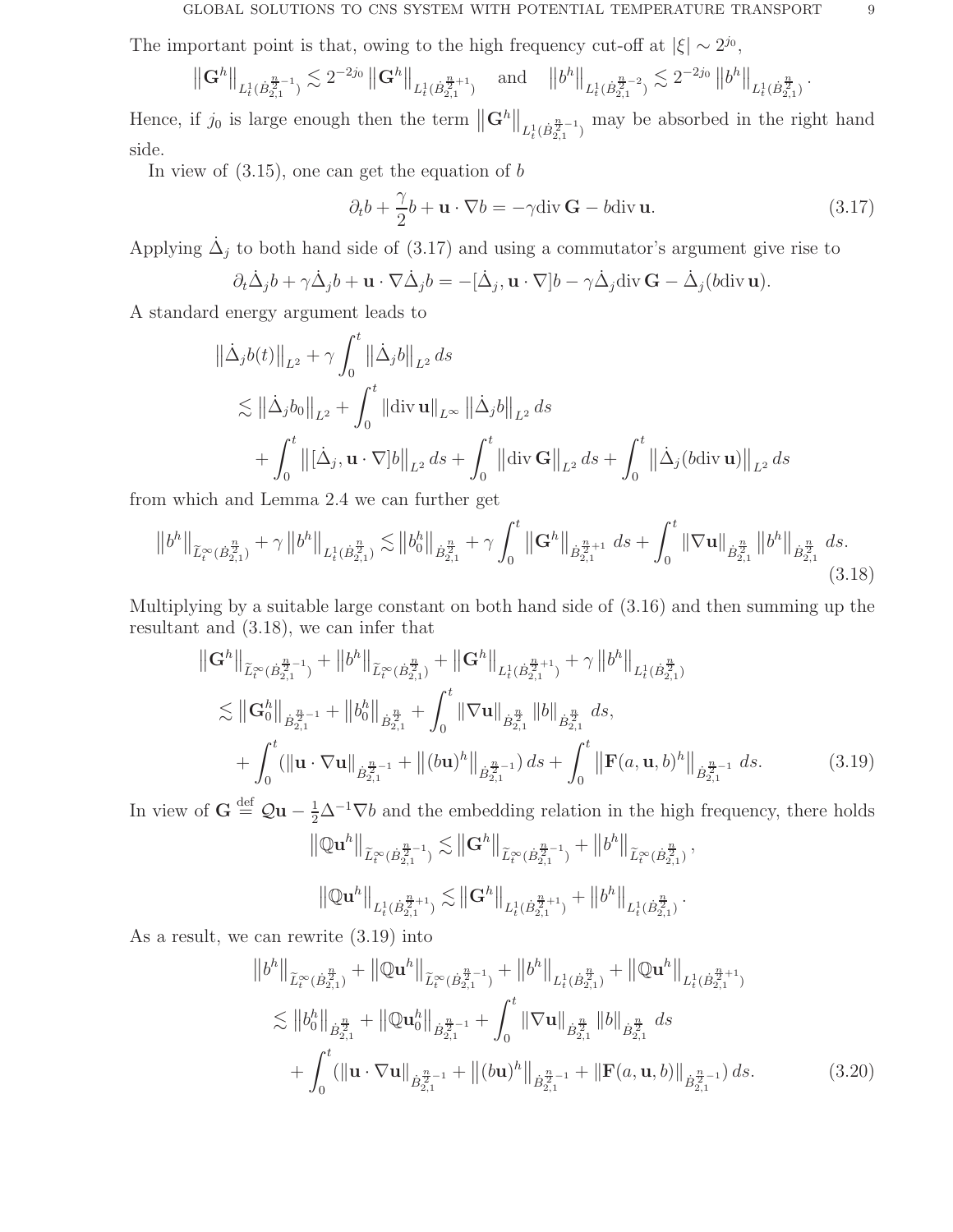The important point is that, owing to the high frequency cut-off at $|\xi| \sim 2^{j_0}$,

$$\left\|\mathbf{G}^h\right\|_{L^1_t(\dot{B}^{\frac{n}{2}-1}_{2,1})} \lesssim 2^{-2j_0}\left\|\mathbf{G}^h\right\|_{L^1_t(\dot{B}^{\frac{n}{2}+1}_{2,1})} \quad \text{and} \quad \left\|b^h\right\|_{L^1_t(\dot{B}^{\frac{n}{2}-2}_{2,1})} \lesssim 2^{-2j_0}\left\|b^h\right\|_{L^1_t(\dot{B}^{\frac{n}{2}}_{2,1})}.$$

Hence, if $j_0$ is large enough then the term $\left\|\mathbf{G}^h\right\|_{L^1_t(\dot{B}^{\frac{n}{2}-1}_{2,1})}$ may be absorbed in the right hand side.

In view of (3.15), one can get the equation of $b$

$$\partial_t b + \frac{\gamma}{2} b + \mathbf{u}\cdot\nabla b = -\gamma \operatorname{div}\mathbf{G} - b\operatorname{div}\mathbf{u}. \tag{3.17}$$

Applying $\dot{\Delta}_j$ to both hand side of (3.17) and using a commutator's argument give rise to

$$\partial_t \dot{\Delta}_j b + \gamma \dot{\Delta}_j b + \mathbf{u}\cdot\nabla \dot{\Delta}_j b = -[\dot{\Delta}_j, \mathbf{u}\cdot\nabla] b - \gamma \dot{\Delta}_j \operatorname{div}\mathbf{G} - \dot{\Delta}_j (b\operatorname{div}\mathbf{u}).$$

A standard energy argument leads to

$$\begin{aligned}
&\left\|\dot{\Delta}_j b(t)\right\|_{L^2} + \gamma \int_0^t \left\|\dot{\Delta}_j b\right\|_{L^2} ds \\
&\lesssim \left\|\dot{\Delta}_j b_0\right\|_{L^2} + \int_0^t \left\|\operatorname{div}\mathbf{u}\right\|_{L^\infty}\left\|\dot{\Delta}_j b\right\|_{L^2} ds \\
&\quad + \int_0^t \left\|[\dot{\Delta}_j, \mathbf{u}\cdot\nabla] b\right\|_{L^2} ds + \int_0^t \left\|\operatorname{div}\mathbf{G}\right\|_{L^2} ds + \int_0^t \left\|\dot{\Delta}_j (b\operatorname{div}\mathbf{u})\right\|_{L^2} ds
\end{aligned}$$

from which and Lemma 2.4 we can further get

$$\left\|b^h\right\|_{\widetilde{L}^\infty_t(\dot{B}^{\frac{n}{2}}_{2,1})} + \gamma\left\|b^h\right\|_{L^1_t(\dot{B}^{\frac{n}{2}}_{2,1})} \lesssim \left\|b^h_0\right\|_{\dot{B}^{\frac{n}{2}}_{2,1}} + \gamma \int_0^t \left\|\mathbf{G}^h\right\|_{\dot{B}^{\frac{n}{2}+1}_{2,1}} ds + \int_0^t \left\|\nabla \mathbf{u}\right\|_{\dot{B}^{\frac{n}{2}}_{2,1}}\left\|b^h\right\|_{\dot{B}^{\frac{n}{2}}_{2,1}} ds. \tag{3.18}$$

Multiplying by a suitable large constant on both hand side of (3.16) and then summing up the resultant and (3.18), we can infer that

$$\begin{aligned}
&\left\|\mathbf{G}^h\right\|_{\widetilde{L}^\infty_t(\dot{B}^{\frac{n}{2}-1}_{2,1})} + \left\|b^h\right\|_{\widetilde{L}^\infty_t(\dot{B}^{\frac{n}{2}}_{2,1})} + \left\|\mathbf{G}^h\right\|_{L^1_t(\dot{B}^{\frac{n}{2}+1}_{2,1})} + \gamma\left\|b^h\right\|_{L^1_t(\dot{B}^{\frac{n}{2}}_{2,1})} \\
&\lesssim \left\|\mathbf{G}^h_0\right\|_{\dot{B}^{\frac{n}{2}-1}_{2,1}} + \left\|b^h_0\right\|_{\dot{B}^{\frac{n}{2}}_{2,1}} + \int_0^t \left\|\nabla\mathbf{u}\right\|_{\dot{B}^{\frac{n}{2}}_{2,1}}\left\|b\right\|_{\dot{B}^{\frac{n}{2}}_{2,1}} ds, \\
&\quad + \int_0^t (\left\|\mathbf{u}\cdot\nabla\mathbf{u}\right\|_{\dot{B}^{\frac{n}{2}-1}_{2,1}} + \left\|(b\mathbf{u})^h\right\|_{\dot{B}^{\frac{n}{2}-1}_{2,1}}) ds + \int_0^t \left\|\mathbf{F}(a,\mathbf{u},b)^h\right\|_{\dot{B}^{\frac{n}{2}-1}_{2,1}} ds.
\end{aligned} \tag{3.19}$$

In view of $\mathbf{G} \overset{\text{def}}{=} \mathcal{Q}\mathbf{u} - \frac{1}{2}\Delta^{-1}\nabla b$ and the embedding relation in the high frequency, there holds

$$\left\|\mathbb{Q}\mathbf{u}^h\right\|_{\widetilde{L}^\infty_t(\dot{B}^{\frac{n}{2}-1}_{2,1})} \lesssim \left\|\mathbf{G}^h\right\|_{\widetilde{L}^\infty_t(\dot{B}^{\frac{n}{2}-1}_{2,1})} + \left\|b^h\right\|_{\widetilde{L}^\infty_t(\dot{B}^{\frac{n}{2}}_{2,1})},$$

$$\left\|\mathbb{Q}\mathbf{u}^h\right\|_{L^1_t(\dot{B}^{\frac{n}{2}+1}_{2,1})} \lesssim \left\|\mathbf{G}^h\right\|_{L^1_t(\dot{B}^{\frac{n}{2}+1}_{2,1})} + \left\|b^h\right\|_{L^1_t(\dot{B}^{\frac{n}{2}}_{2,1})}.$$

As a result, we can rewrite (3.19) into

$$\begin{aligned}
&\left\|b^h\right\|_{\widetilde{L}^\infty_t(\dot{B}^{\frac{n}{2}}_{2,1})} + \left\|\mathbb{Q}\mathbf{u}^h\right\|_{\widetilde{L}^\infty_t(\dot{B}^{\frac{n}{2}-1}_{2,1})} + \left\|b^h\right\|_{L^1_t(\dot{B}^{\frac{n}{2}}_{2,1})} + \left\|\mathbb{Q}\mathbf{u}^h\right\|_{L^1_t(\dot{B}^{\frac{n}{2}+1}_{2,1})} \\
&\lesssim \left\|b^h_0\right\|_{\dot{B}^{\frac{n}{2}}_{2,1}} + \left\|\mathbb{Q}\mathbf{u}^h_0\right\|_{\dot{B}^{\frac{n}{2}-1}_{2,1}} + \int_0^t \left\|\nabla\mathbf{u}\right\|_{\dot{B}^{\frac{n}{2}}_{2,1}}\left\|b\right\|_{\dot{B}^{\frac{n}{2}}_{2,1}} ds \\
&\quad + \int_0^t (\left\|\mathbf{u}\cdot\nabla\mathbf{u}\right\|_{\dot{B}^{\frac{n}{2}-1}_{2,1}} + \left\|(b\mathbf{u})^h\right\|_{\dot{B}^{\frac{n}{2}-1}_{2,1}} + \left\|\mathbf{F}(a,\mathbf{u},b)\right\|_{\dot{B}^{\frac{n}{2}-1}_{2,1}}) ds.
\end{aligned} \tag{3.20}$$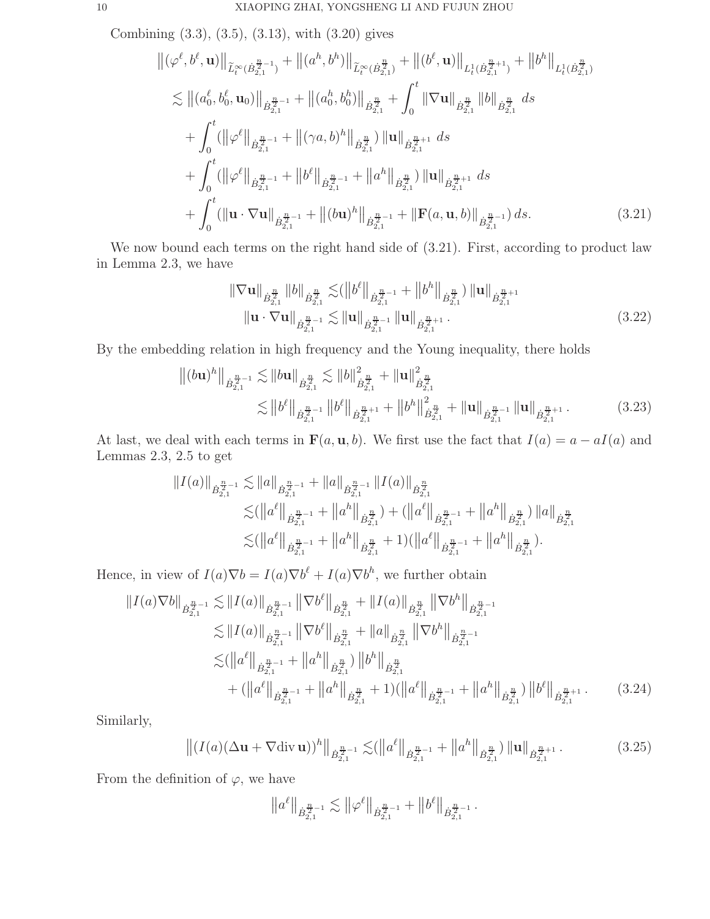Combining (3.3), (3.5), (3.13), with (3.20) gives

$$
\begin{aligned}
&\left\|(\varphi^\ell, b^\ell, \mathbf{u})\right\|_{\widetilde{L}^\infty_t(\dot{B}^{\frac{n}{2}-1}_{2,1})} + \left\|(a^h, b^h)\right\|_{\widetilde{L}^\infty_t(\dot{B}^{\frac{n}{2}}_{2,1})} + \left\|(b^\ell, \mathbf{u})\right\|_{L^1_t(\dot{B}^{\frac{n}{2}+1}_{2,1})} + \left\|b^h\right\|_{L^1_t(\dot{B}^{\frac{n}{2}}_{2,1})} \\
&\lesssim \left\|(a_0^\ell, b_0^\ell, \mathbf{u}_0)\right\|_{\dot{B}^{\frac{n}{2}-1}_{2,1}} + \left\|(a_0^h, b_0^h)\right\|_{\dot{B}^{\frac{n}{2}}_{2,1}} + \int_0^t \|\nabla \mathbf{u}\|_{\dot{B}^{\frac{n}{2}}_{2,1}} \|b\|_{\dot{B}^{\frac{n}{2}}_{2,1}} \, ds \\
&\quad + \int_0^t (\left\|\varphi^\ell\right\|_{\dot{B}^{\frac{n}{2}-1}_{2,1}} + \left\|(\gamma a, b)^h\right\|_{\dot{B}^{\frac{n}{2}}_{2,1}}) \|\mathbf{u}\|_{\dot{B}^{\frac{n}{2}+1}_{2,1}} \, ds \\
&\quad + \int_0^t (\left\|\varphi^\ell\right\|_{\dot{B}^{\frac{n}{2}-1}_{2,1}} + \left\|b^\ell\right\|_{\dot{B}^{\frac{n}{2}-1}_{2,1}} + \left\|a^h\right\|_{\dot{B}^{\frac{n}{2}}_{2,1}}) \|\mathbf{u}\|_{\dot{B}^{\frac{n}{2}+1}_{2,1}} \, ds \\
&\quad + \int_0^t (\|\mathbf{u}\cdot\nabla\mathbf{u}\|_{\dot{B}^{\frac{n}{2}-1}_{2,1}} + \left\|(b\mathbf{u})^h\right\|_{\dot{B}^{\frac{n}{2}-1}_{2,1}} + \|\mathbf{F}(a,\mathbf{u},b)\|_{\dot{B}^{\frac{n}{2}-1}_{2,1}}) \, ds. \qquad (3.21)
\end{aligned}
$$

We now bound each terms on the right hand side of (3.21). First, according to product law in Lemma 2.3, we have

$$
\begin{aligned}
\|\nabla \mathbf{u}\|_{\dot{B}^{\frac{n}{2}}_{2,1}} \|b\|_{\dot{B}^{\frac{n}{2}}_{2,1}} &\lesssim (\left\|b^\ell\right\|_{\dot{B}^{\frac{n}{2}-1}_{2,1}} + \left\|b^h\right\|_{\dot{B}^{\frac{n}{2}}_{2,1}}) \|\mathbf{u}\|_{\dot{B}^{\frac{n}{2}+1}_{2,1}} \\
\|\mathbf{u}\cdot\nabla\mathbf{u}\|_{\dot{B}^{\frac{n}{2}-1}_{2,1}} &\lesssim \|\mathbf{u}\|_{\dot{B}^{\frac{n}{2}-1}_{2,1}} \|\mathbf{u}\|_{\dot{B}^{\frac{n}{2}+1}_{2,1}}. \qquad (3.22)
\end{aligned}
$$

By the embedding relation in high frequency and the Young inequality, there holds

$$
\begin{aligned}
\left\|(b\mathbf{u})^h\right\|_{\dot{B}^{\frac{n}{2}-1}_{2,1}} &\lesssim \|b\mathbf{u}\|_{\dot{B}^{\frac{n}{2}}_{2,1}} \lesssim \|b\|^2_{\dot{B}^{\frac{n}{2}}_{2,1}} + \|\mathbf{u}\|^2_{\dot{B}^{\frac{n}{2}}_{2,1}} \\
&\lesssim \left\|b^\ell\right\|_{\dot{B}^{\frac{n}{2}-1}_{2,1}} \left\|b^\ell\right\|_{\dot{B}^{\frac{n}{2}+1}_{2,1}} + \left\|b^h\right\|^2_{\dot{B}^{\frac{n}{2}}_{2,1}} + \|\mathbf{u}\|_{\dot{B}^{\frac{n}{2}-1}_{2,1}} \|\mathbf{u}\|_{\dot{B}^{\frac{n}{2}+1}_{2,1}}. \qquad (3.23)
\end{aligned}
$$

At last, we deal with each terms in $\mathbf{F}(a,\mathbf{u},b)$. We first use the fact that $I(a) = a - aI(a)$ and Lemmas 2.3, 2.5 to get

$$
\begin{aligned}
\|I(a)\|_{\dot{B}^{\frac{n}{2}-1}_{2,1}} &\lesssim \|a\|_{\dot{B}^{\frac{n}{2}-1}_{2,1}} + \|a\|_{\dot{B}^{\frac{n}{2}-1}_{2,1}} \|I(a)\|_{\dot{B}^{\frac{n}{2}}_{2,1}} \\
&\lesssim (\left\|a^\ell\right\|_{\dot{B}^{\frac{n}{2}-1}_{2,1}} + \left\|a^h\right\|_{\dot{B}^{\frac{n}{2}}_{2,1}}) + (\left\|a^\ell\right\|_{\dot{B}^{\frac{n}{2}-1}_{2,1}} + \left\|a^h\right\|_{\dot{B}^{\frac{n}{2}}_{2,1}}) \|a\|_{\dot{B}^{\frac{n}{2}}_{2,1}} \\
&\lesssim (\left\|a^\ell\right\|_{\dot{B}^{\frac{n}{2}-1}_{2,1}} + \left\|a^h\right\|_{\dot{B}^{\frac{n}{2}}_{2,1}} + 1)(\left\|a^\ell\right\|_{\dot{B}^{\frac{n}{2}-1}_{2,1}} + \left\|a^h\right\|_{\dot{B}^{\frac{n}{2}}_{2,1}}).
\end{aligned}
$$

Hence, in view of $I(a)\nabla b = I(a)\nabla b^\ell + I(a)\nabla b^h$, we further obtain

$$
\begin{aligned}
\|I(a)\nabla b\|_{\dot{B}^{\frac{n}{2}-1}_{2,1}} &\lesssim \|I(a)\|_{\dot{B}^{\frac{n}{2}-1}_{2,1}} \left\|\nabla b^\ell\right\|_{\dot{B}^{\frac{n}{2}}_{2,1}} + \|I(a)\|_{\dot{B}^{\frac{n}{2}}_{2,1}} \left\|\nabla b^h\right\|_{\dot{B}^{\frac{n}{2}-1}_{2,1}} \\
&\lesssim \|I(a)\|_{\dot{B}^{\frac{n}{2}-1}_{2,1}} \left\|\nabla b^\ell\right\|_{\dot{B}^{\frac{n}{2}}_{2,1}} + \|a\|_{\dot{B}^{\frac{n}{2}}_{2,1}} \left\|\nabla b^h\right\|_{\dot{B}^{\frac{n}{2}-1}_{2,1}} \\
&\lesssim (\left\|a^\ell\right\|_{\dot{B}^{\frac{n}{2}-1}_{2,1}} + \left\|a^h\right\|_{\dot{B}^{\frac{n}{2}}_{2,1}}) \left\|b^h\right\|_{\dot{B}^{\frac{n}{2}}_{2,1}} \\
&\quad + (\left\|a^\ell\right\|_{\dot{B}^{\frac{n}{2}-1}_{2,1}} + \left\|a^h\right\|_{\dot{B}^{\frac{n}{2}}_{2,1}} + 1)(\left\|a^\ell\right\|_{\dot{B}^{\frac{n}{2}-1}_{2,1}} + \left\|a^h\right\|_{\dot{B}^{\frac{n}{2}}_{2,1}}) \left\|b^\ell\right\|_{\dot{B}^{\frac{n}{2}+1}_{2,1}}. \qquad (3.24)
\end{aligned}
$$

Similarly,

$$
\left\|(I(a)(\Delta\mathbf{u} + \nabla \mathrm{div}\,\mathbf{u}))^h\right\|_{\dot{B}^{\frac{n}{2}-1}_{2,1}} \lesssim (\left\|a^\ell\right\|_{\dot{B}^{\frac{n}{2}-1}_{2,1}} + \left\|a^h\right\|_{\dot{B}^{\frac{n}{2}}_{2,1}}) \|\mathbf{u}\|_{\dot{B}^{\frac{n}{2}+1}_{2,1}}. \qquad (3.25)
$$

From the definition of $\varphi$, we have

$$
\left\|a^\ell\right\|_{\dot{B}^{\frac{n}{2}-1}_{2,1}} \lesssim \left\|\varphi^\ell\right\|_{\dot{B}^{\frac{n}{2}-1}_{2,1}} + \left\|b^\ell\right\|_{\dot{B}^{\frac{n}{2}-1}_{2,1}}.
$$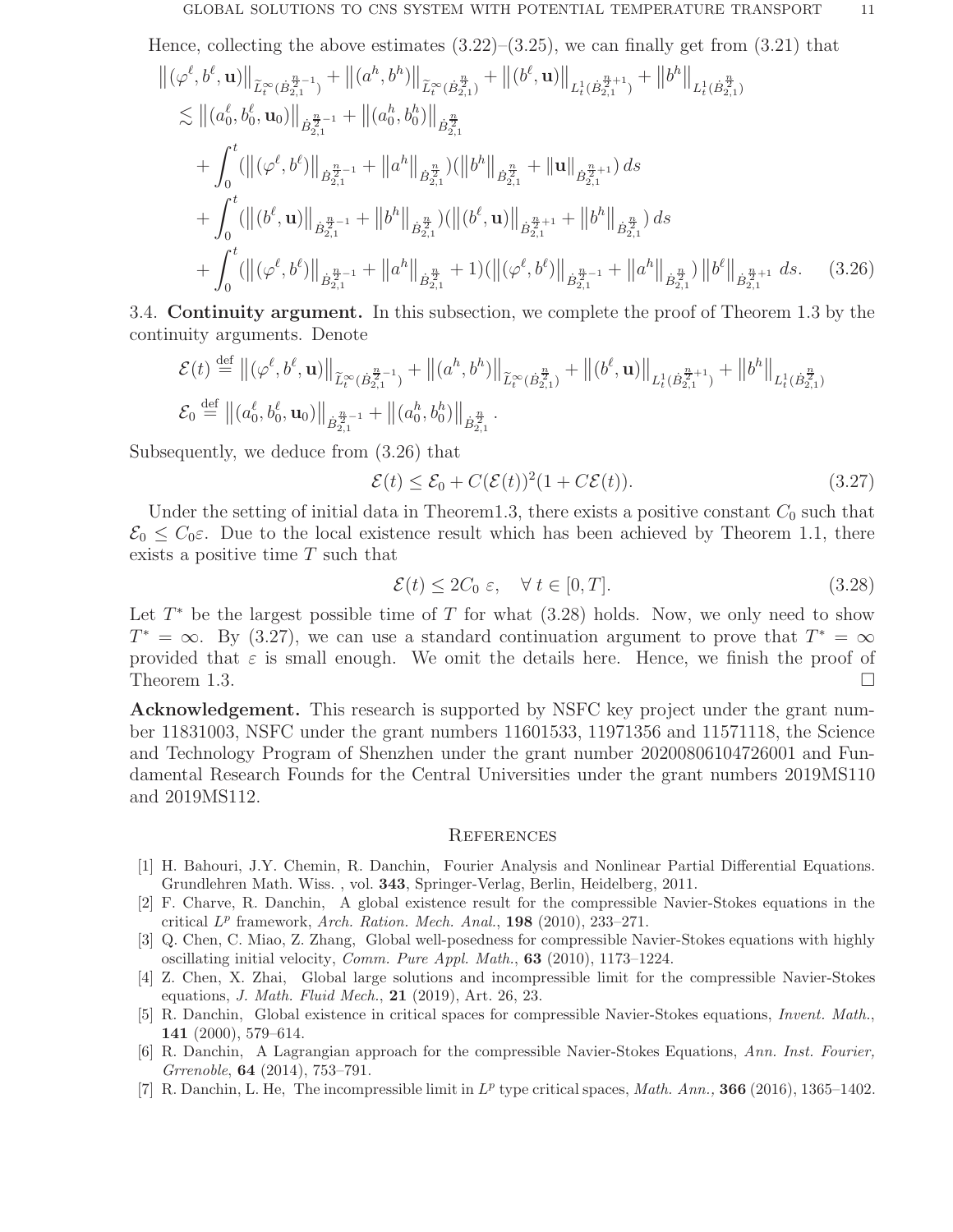Hence, collecting the above estimates (3.22)–(3.25), we can finally get from (3.21) that

$$
\begin{aligned}
&\left\|(\varphi^\ell, b^\ell, \mathbf{u})\right\|_{\widetilde{L}^\infty_t(\dot{B}^{\frac{n}{2}-1}_{2,1})} + \left\|(a^h, b^h)\right\|_{\widetilde{L}^\infty_t(\dot{B}^{\frac{n}{2}}_{2,1})} + \left\|(b^\ell, \mathbf{u})\right\|_{L^1_t(\dot{B}^{\frac{n}{2}+1}_{2,1})} + \left\|b^h\right\|_{L^1_t(\dot{B}^{\frac{n}{2}}_{2,1})} \\
&\lesssim \left\|(a^\ell_0, b^\ell_0, \mathbf{u}_0)\right\|_{\dot{B}^{\frac{n}{2}-1}_{2,1}} + \left\|(a^h_0, b^h_0)\right\|_{\dot{B}^{\frac{n}{2}}_{2,1}} \\
&\quad + \int_0^t (\left\|(\varphi^\ell, b^\ell)\right\|_{\dot{B}^{\frac{n}{2}-1}_{2,1}} + \left\|a^h\right\|_{\dot{B}^{\frac{n}{2}}_{2,1}})(\left\|b^h\right\|_{\dot{B}^{\frac{n}{2}}_{2,1}} + \|\mathbf{u}\|_{\dot{B}^{\frac{n}{2}+1}_{2,1}})\, ds \\
&\quad + \int_0^t (\left\|(b^\ell, \mathbf{u})\right\|_{\dot{B}^{\frac{n}{2}-1}_{2,1}} + \left\|b^h\right\|_{\dot{B}^{\frac{n}{2}}_{2,1}})(\left\|(b^\ell, \mathbf{u})\right\|_{\dot{B}^{\frac{n}{2}+1}_{2,1}} + \left\|b^h\right\|_{\dot{B}^{\frac{n}{2}}_{2,1}})\, ds \\
&\quad + \int_0^t (\left\|(\varphi^\ell, b^\ell)\right\|_{\dot{B}^{\frac{n}{2}-1}_{2,1}} + \left\|a^h\right\|_{\dot{B}^{\frac{n}{2}}_{2,1}} + 1)(\left\|(\varphi^\ell, b^\ell)\right\|_{\dot{B}^{\frac{n}{2}-1}_{2,1}} + \left\|a^h\right\|_{\dot{B}^{\frac{n}{2}}_{2,1}}) \left\|b^\ell\right\|_{\dot{B}^{\frac{n}{2}+1}_{2,1}}\, ds. \qquad (3.26)
\end{aligned}
$$

3.4. **Continuity argument.** In this subsection, we complete the proof of Theorem 1.3 by the continuity arguments. Denote

$$
\begin{aligned}
&\mathcal{E}(t) \stackrel{\text{def}}{=} \left\|(\varphi^\ell, b^\ell, \mathbf{u})\right\|_{\widetilde{L}^\infty_t(\dot{B}^{\frac{n}{2}-1}_{2,1})} + \left\|(a^h, b^h)\right\|_{\widetilde{L}^\infty_t(\dot{B}^{\frac{n}{2}}_{2,1})} + \left\|(b^\ell, \mathbf{u})\right\|_{L^1_t(\dot{B}^{\frac{n}{2}+1}_{2,1})} + \left\|b^h\right\|_{L^1_t(\dot{B}^{\frac{n}{2}}_{2,1})} \\
&\mathcal{E}_0 \stackrel{\text{def}}{=} \left\|(a^\ell_0, b^\ell_0, \mathbf{u}_0)\right\|_{\dot{B}^{\frac{n}{2}-1}_{2,1}} + \left\|(a^h_0, b^h_0)\right\|_{\dot{B}^{\frac{n}{2}}_{2,1}}.
\end{aligned}
$$

Subsequently, we deduce from (3.26) that

$$
\mathcal{E}(t) \le \mathcal{E}_0 + C(\mathcal{E}(t))^2(1 + C\mathcal{E}(t)). \qquad (3.27)
$$

Under the setting of initial data in Theorem1.3, there exists a positive constant $C_0$ such that $\mathcal{E}_0 \le C_0\varepsilon$. Due to the local existence result which has been achieved by Theorem 1.1, there exists a positive time $T$ such that

$$
\mathcal{E}(t) \le 2C_0\, \varepsilon, \quad \forall\, t \in [0, T]. \qquad (3.28)
$$

Let $T^*$ be the largest possible time of $T$ for what (3.28) holds. Now, we only need to show $T^* = \infty$. By (3.27), we can use a standard continuation argument to prove that $T^* = \infty$ provided that $\varepsilon$ is small enough. We omit the details here. Hence, we finish the proof of Theorem 1.3. $\square$

**Acknowledgement.** This research is supported by NSFC key project under the grant number 11831003, NSFC under the grant numbers 11601533, 11971356 and 11571118, the Science and Technology Program of Shenzhen under the grant number 20200806104726001 and Fundamental Research Founds for the Central Universities under the grant numbers 2019MS110 and 2019MS112.

## References

[1] H. Bahouri, J.Y. Chemin, R. Danchin, Fourier Analysis and Nonlinear Partial Differential Equations. Grundlehren Math. Wiss. , vol. **343**, Springer-Verlag, Berlin, Heidelberg, 2011.

[2] F. Charve, R. Danchin, A global existence result for the compressible Navier-Stokes equations in the critical $L^p$ framework, *Arch. Ration. Mech. Anal.*, **198** (2010), 233–271.

[3] Q. Chen, C. Miao, Z. Zhang, Global well-posedness for compressible Navier-Stokes equations with highly oscillating initial velocity, *Comm. Pure Appl. Math.*, **63** (2010), 1173–1224.

[4] Z. Chen, X. Zhai, Global large solutions and incompressible limit for the compressible Navier-Stokes equations, *J. Math. Fluid Mech.*, **21** (2019), Art. 26, 23.

[5] R. Danchin, Global existence in critical spaces for compressible Navier-Stokes equations, *Invent. Math.*, **141** (2000), 579–614.

[6] R. Danchin, A Lagrangian approach for the compressible Navier-Stokes Equations, *Ann. Inst. Fourier, Grrenoble*, **64** (2014), 753–791.

[7] R. Danchin, L. He, The incompressible limit in $L^p$ type critical spaces, *Math. Ann.,* **366** (2016), 1365–1402.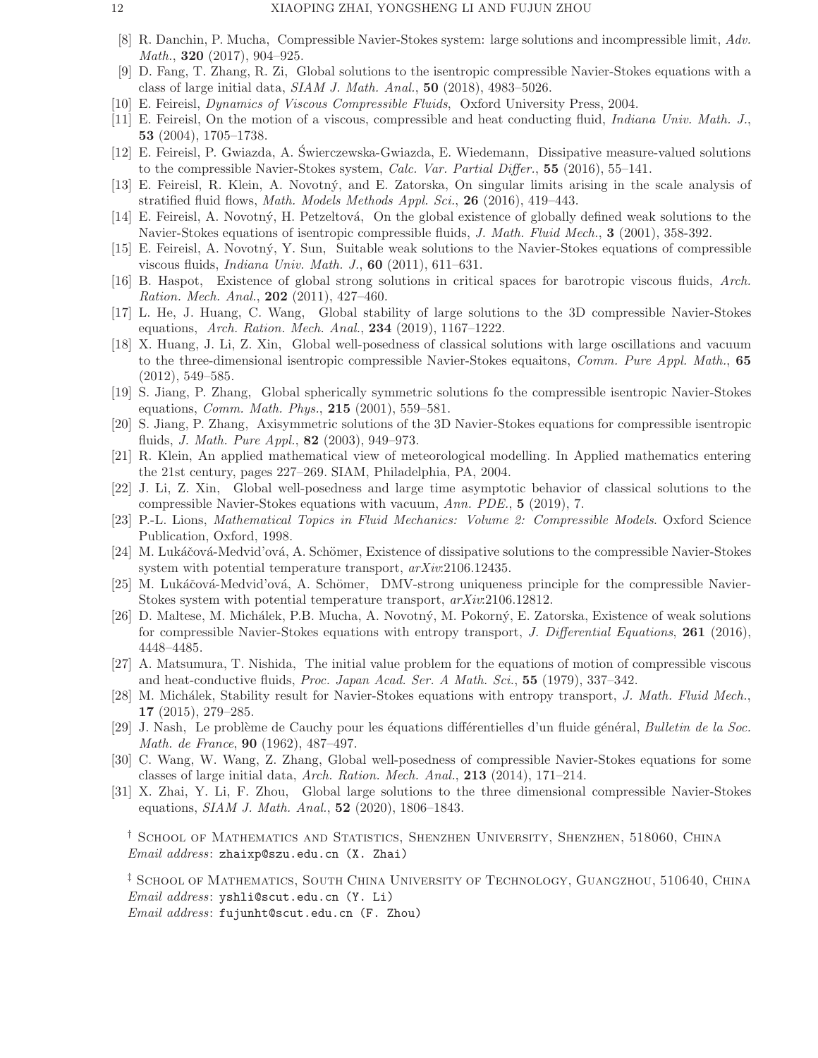[8] R. Danchin, P. Mucha, Compressible Navier-Stokes system: large solutions and incompressible limit, *Adv. Math.*, **320** (2017), 904–925.

[9] D. Fang, T. Zhang, R. Zi, Global solutions to the isentropic compressible Navier-Stokes equations with a class of large initial data, *SIAM J. Math. Anal.*, **50** (2018), 4983–5026.

[10] E. Feireisl, *Dynamics of Viscous Compressible Fluids*, Oxford University Press, 2004.

[11] E. Feireisl, On the motion of a viscous, compressible and heat conducting fluid, *Indiana Univ. Math. J.*, **53** (2004), 1705–1738.

[12] E. Feireisl, P. Gwiazda, A. Świerczewska-Gwiazda, E. Wiedemann, Dissipative measure-valued solutions to the compressible Navier-Stokes system, *Calc. Var. Partial Differ.*, **55** (2016), 55–141.

[13] E. Feireisl, R. Klein, A. Novotný, and E. Zatorska, On singular limits arising in the scale analysis of stratified fluid flows, *Math. Models Methods Appl. Sci.*, **26** (2016), 419–443.

[14] E. Feireisl, A. Novotný, H. Petzeltová, On the global existence of globally defined weak solutions to the Navier-Stokes equations of isentropic compressible fluids, *J. Math. Fluid Mech.*, **3** (2001), 358-392.

[15] E. Feireisl, A. Novotný, Y. Sun, Suitable weak solutions to the Navier-Stokes equations of compressible viscous fluids, *Indiana Univ. Math. J.*, **60** (2011), 611–631.

[16] B. Haspot, Existence of global strong solutions in critical spaces for barotropic viscous fluids, *Arch. Ration. Mech. Anal.*, **202** (2011), 427–460.

[17] L. He, J. Huang, C. Wang, Global stability of large solutions to the 3D compressible Navier-Stokes equations, *Arch. Ration. Mech. Anal.*, **234** (2019), 1167–1222.

[18] X. Huang, J. Li, Z. Xin, Global well-posedness of classical solutions with large oscillations and vacuum to the three-dimensional isentropic compressible Navier-Stokes equaitons, *Comm. Pure Appl. Math.*, **65** (2012), 549–585.

[19] S. Jiang, P. Zhang, Global spherically symmetric solutions fo the compressible isentropic Navier-Stokes equations, *Comm. Math. Phys.*, **215** (2001), 559–581.

[20] S. Jiang, P. Zhang, Axisymmetric solutions of the 3D Navier-Stokes equations for compressible isentropic fluids, *J. Math. Pure Appl.*, **82** (2003), 949–973.

[21] R. Klein, An applied mathematical view of meteorological modelling. In Applied mathematics entering the 21st century, pages 227–269. SIAM, Philadelphia, PA, 2004.

[22] J. Li, Z. Xin, Global well-posedness and large time asymptotic behavior of classical solutions to the compressible Navier-Stokes equations with vacuum, *Ann. PDE.*, **5** (2019), 7.

[23] P.-L. Lions, *Mathematical Topics in Fluid Mechanics: Volume 2: Compressible Models*. Oxford Science Publication, Oxford, 1998.

[24] M. Lukáčová-Medvid'ová, A. Schömer, Existence of dissipative solutions to the compressible Navier-Stokes system with potential temperature transport, *arXiv*:2106.12435.

[25] M. Lukáčová-Medvid'ová, A. Schömer, DMV-strong uniqueness principle for the compressible Navier-Stokes system with potential temperature transport, *arXiv*:2106.12812.

[26] D. Maltese, M. Michálek, P.B. Mucha, A. Novotný, M. Pokorný, E. Zatorska, Existence of weak solutions for compressible Navier-Stokes equations with entropy transport, *J. Differential Equations*, **261** (2016), 4448–4485.

[27] A. Matsumura, T. Nishida, The initial value problem for the equations of motion of compressible viscous and heat-conductive fluids, *Proc. Japan Acad. Ser. A Math. Sci.*, **55** (1979), 337–342.

[28] M. Michálek, Stability result for Navier-Stokes equations with entropy transport, *J. Math. Fluid Mech.*, **17** (2015), 279–285.

[29] J. Nash, Le problème de Cauchy pour les équations différentielles d'un fluide général, *Bulletin de la Soc. Math. de France*, **90** (1962), 487–497.

[30] C. Wang, W. Wang, Z. Zhang, Global well-posedness of compressible Navier-Stokes equations for some classes of large initial data, *Arch. Ration. Mech. Anal.*, **213** (2014), 171–214.

[31] X. Zhai, Y. Li, F. Zhou, Global large solutions to the three dimensional compressible Navier-Stokes equations, *SIAM J. Math. Anal.*, **52** (2020), 1806–1843.

[†] School of Mathematics and Statistics, Shenzhen University, Shenzhen, 518060, China
*Email address*: zhaixp@szu.edu.cn (X. Zhai)

[‡] School of Mathematics, South China University of Technology, Guangzhou, 510640, China
*Email address*: yshli@scut.edu.cn (Y. Li)
*Email address*: fujunht@scut.edu.cn (F. Zhou)